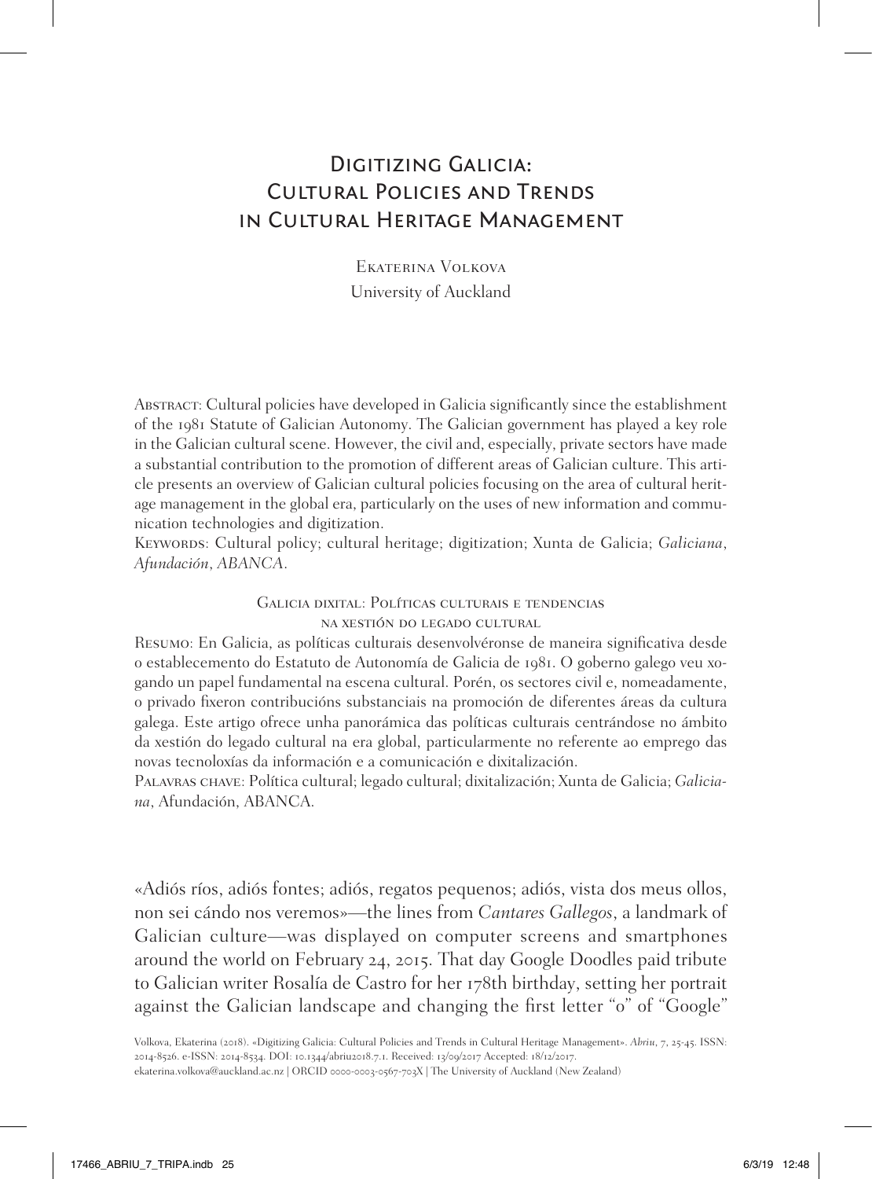# Digitizing Galicia: Cultural Policies and Trends in Cultural Heritage Management

Ekaterina Volkova
University of Auckland

Abstract: Cultural policies have developed in Galicia significantly since the establishment of the 1981 Statute of Galician Autonomy. The Galician government has played a key role in the Galician cultural scene. However, the civil and, especially, private sectors have made a substantial contribution to the promotion of different areas of Galician culture. This article presents an overview of Galician cultural policies focusing on the area of cultural heritage management in the global era, particularly on the uses of new information and communication technologies and digitization.

Keywords: Cultural policy; cultural heritage; digitization; Xunta de Galicia; *Galiciana*, *Afundación*, *ABANCA*.

## Galicia dixital: Políticas culturais e tendencias na xestión do legado cultural

Resumo: En Galicia, as políticas culturais desenvolvéronse de maneira significativa desde o establecemento do Estatuto de Autonomía de Galicia de 1981. O goberno galego veu xogando un papel fundamental na escena cultural. Porén, os sectores civil e, nomeadamente, o privado fixeron contribucións substanciais na promoción de diferentes áreas da cultura galega. Este artigo ofrece unha panorámica das políticas culturais centrándose no ámbito da xestión do legado cultural na era global, particularmente no referente ao emprego das novas tecnoloxías da información e a comunicación e dixitalización.

Palavras chave: Política cultural; legado cultural; dixitalización; Xunta de Galicia; *Galiciana*, Afundación, ABANCA.

«Adiós ríos, adiós fontes; adiós, regatos pequenos; adiós, vista dos meus ollos, non sei cándo nos veremos»—the lines from *Cantares Gallegos*, a landmark of Galician culture—was displayed on computer screens and smartphones around the world on February 24, 2015. That day Google Doodles paid tribute to Galician writer Rosalía de Castro for her 178th birthday, setting her portrait against the Galician landscape and changing the first letter "o" of "Google"

Volkova, Ekaterina (2018). «Digitizing Galicia: Cultural Policies and Trends in Cultural Heritage Management». *Abriu*, 7, 25-45. ISSN: 2014-8526. e-ISSN: 2014-8534. DOI: 10.1344/abriu2018.7.1. Received: 13/09/2017 Accepted: 18/12/2017.
ekaterina.volkova@auckland.ac.nz | ORCID 0000-0003-0567-703X | The University of Auckland (New Zealand)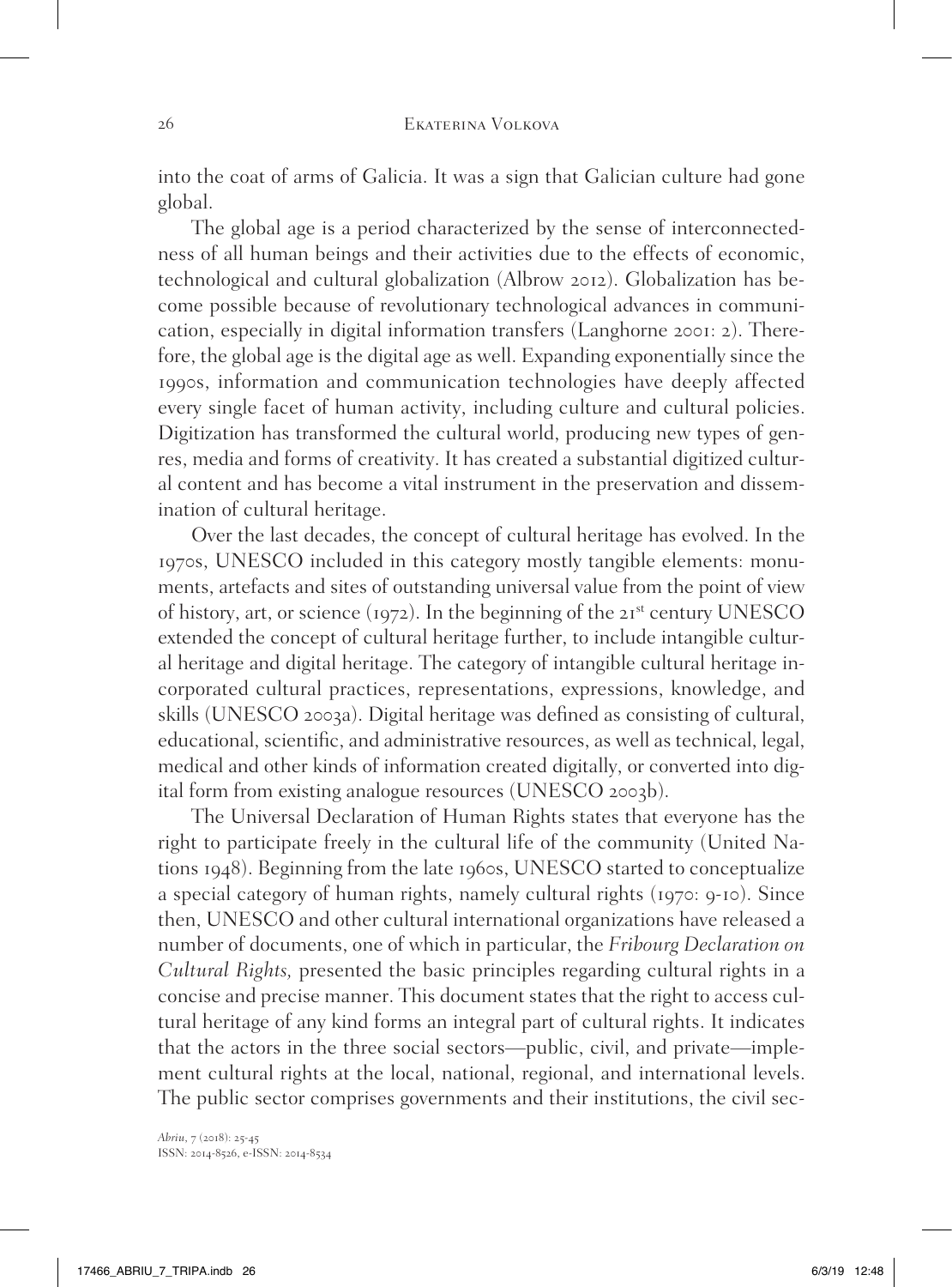into the coat of arms of Galicia. It was a sign that Galician culture had gone global.

The global age is a period characterized by the sense of interconnectedness of all human beings and their activities due to the effects of economic, technological and cultural globalization (Albrow 2012). Globalization has become possible because of revolutionary technological advances in communication, especially in digital information transfers (Langhorne 2001: 2). Therefore, the global age is the digital age as well. Expanding exponentially since the 1990s, information and communication technologies have deeply affected every single facet of human activity, including culture and cultural policies. Digitization has transformed the cultural world, producing new types of genres, media and forms of creativity. It has created a substantial digitized cultural content and has become a vital instrument in the preservation and dissemination of cultural heritage.

Over the last decades, the concept of cultural heritage has evolved. In the 1970s, UNESCO included in this category mostly tangible elements: monuments, artefacts and sites of outstanding universal value from the point of view of history, art, or science (1972). In the beginning of the 21st century UNESCO extended the concept of cultural heritage further, to include intangible cultural heritage and digital heritage. The category of intangible cultural heritage incorporated cultural practices, representations, expressions, knowledge, and skills (UNESCO 2003a). Digital heritage was defined as consisting of cultural, educational, scientific, and administrative resources, as well as technical, legal, medical and other kinds of information created digitally, or converted into digital form from existing analogue resources (UNESCO 2003b).

The Universal Declaration of Human Rights states that everyone has the right to participate freely in the cultural life of the community (United Nations 1948). Beginning from the late 1960s, UNESCO started to conceptualize a special category of human rights, namely cultural rights (1970: 9-10). Since then, UNESCO and other cultural international organizations have released a number of documents, one of which in particular, the *Fribourg Declaration on Cultural Rights,* presented the basic principles regarding cultural rights in a concise and precise manner. This document states that the right to access cultural heritage of any kind forms an integral part of cultural rights. It indicates that the actors in the three social sectors—public, civil, and private—implement cultural rights at the local, national, regional, and international levels. The public sector comprises governments and their institutions, the civil sec-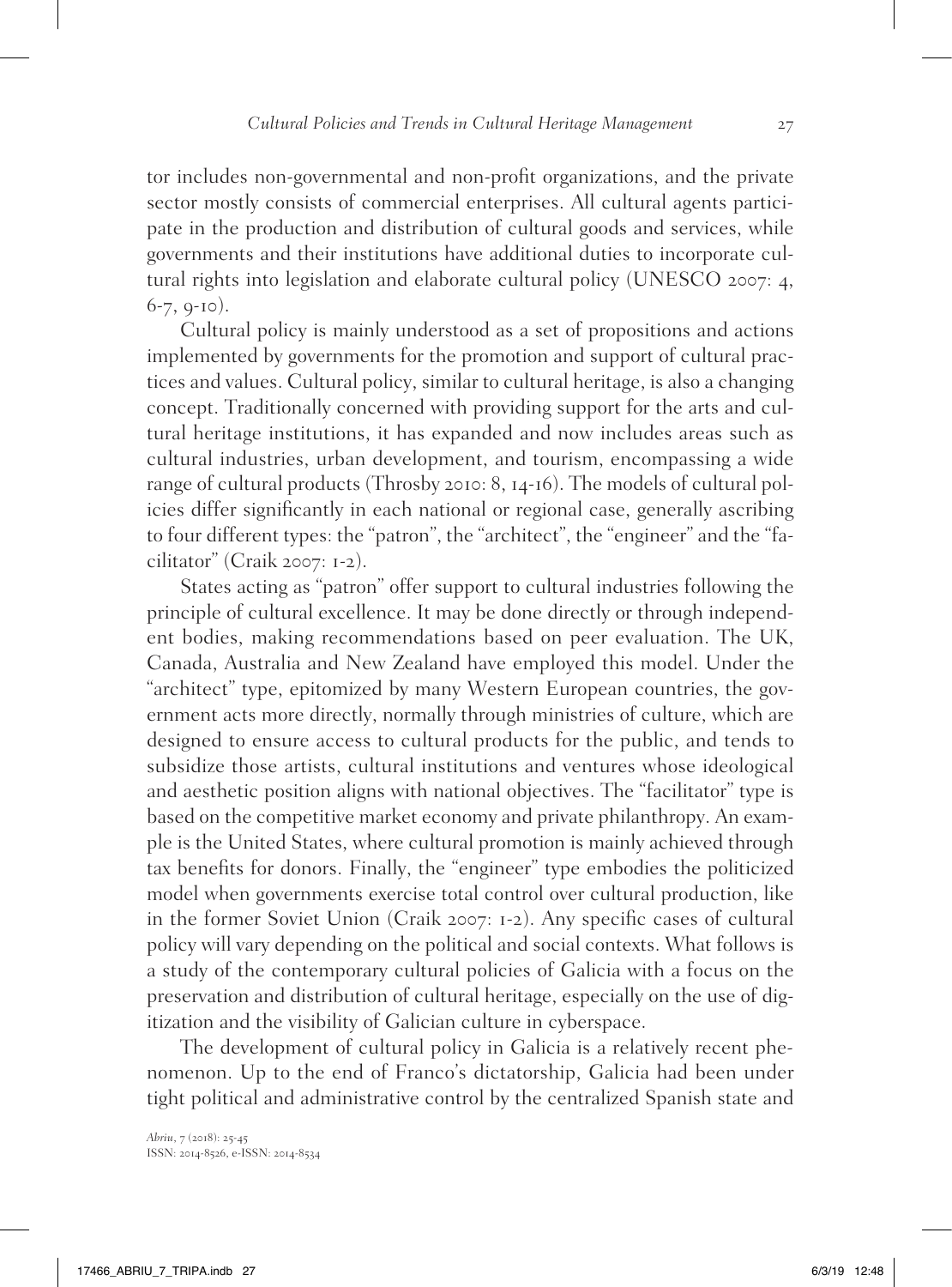tor includes non-governmental and non-profit organizations, and the private sector mostly consists of commercial enterprises. All cultural agents participate in the production and distribution of cultural goods and services, while governments and their institutions have additional duties to incorporate cultural rights into legislation and elaborate cultural policy (UNESCO 2007: 4, 6-7, 9-10).

Cultural policy is mainly understood as a set of propositions and actions implemented by governments for the promotion and support of cultural practices and values. Cultural policy, similar to cultural heritage, is also a changing concept. Traditionally concerned with providing support for the arts and cultural heritage institutions, it has expanded and now includes areas such as cultural industries, urban development, and tourism, encompassing a wide range of cultural products (Throsby 2010: 8, 14-16). The models of cultural policies differ significantly in each national or regional case, generally ascribing to four different types: the "patron", the "architect", the "engineer" and the "facilitator" (Craik 2007: 1-2).

States acting as "patron" offer support to cultural industries following the principle of cultural excellence. It may be done directly or through independent bodies, making recommendations based on peer evaluation. The UK, Canada, Australia and New Zealand have employed this model. Under the "architect" type, epitomized by many Western European countries, the government acts more directly, normally through ministries of culture, which are designed to ensure access to cultural products for the public, and tends to subsidize those artists, cultural institutions and ventures whose ideological and aesthetic position aligns with national objectives. The "facilitator" type is based on the competitive market economy and private philanthropy. An example is the United States, where cultural promotion is mainly achieved through tax benefits for donors. Finally, the "engineer" type embodies the politicized model when governments exercise total control over cultural production, like in the former Soviet Union (Craik 2007: 1-2). Any specific cases of cultural policy will vary depending on the political and social contexts. What follows is a study of the contemporary cultural policies of Galicia with a focus on the preservation and distribution of cultural heritage, especially on the use of digitization and the visibility of Galician culture in cyberspace.

The development of cultural policy in Galicia is a relatively recent phenomenon. Up to the end of Franco's dictatorship, Galicia had been under tight political and administrative control by the centralized Spanish state and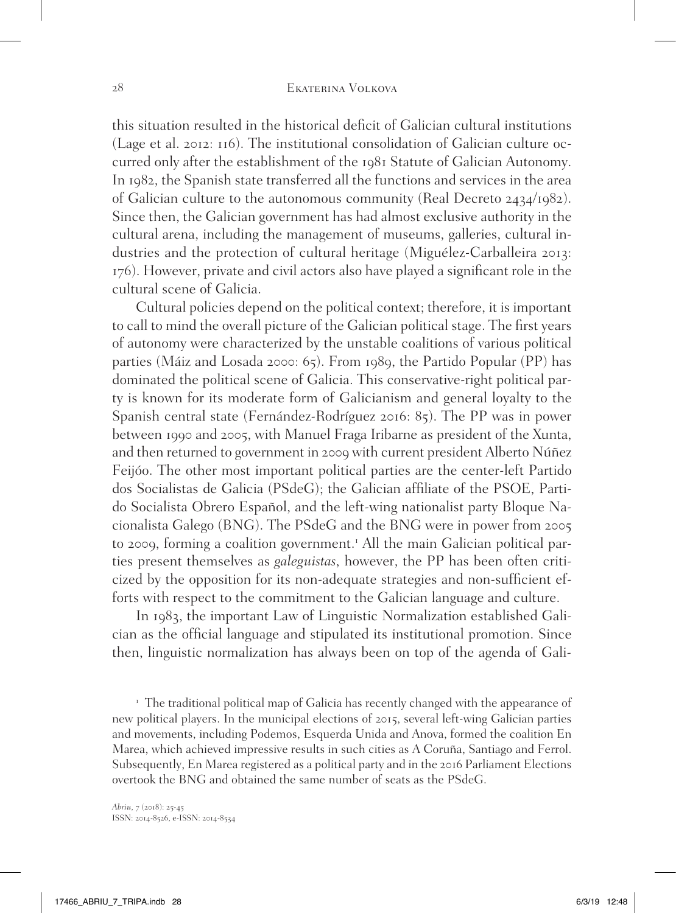this situation resulted in the historical deficit of Galician cultural institutions (Lage et al. 2012: 116). The institutional consolidation of Galician culture occurred only after the establishment of the 1981 Statute of Galician Autonomy. In 1982, the Spanish state transferred all the functions and services in the area of Galician culture to the autonomous community (Real Decreto 2434/1982). Since then, the Galician government has had almost exclusive authority in the cultural arena, including the management of museums, galleries, cultural industries and the protection of cultural heritage (Miguélez-Carballeira 2013: 176). However, private and civil actors also have played a significant role in the cultural scene of Galicia.

Cultural policies depend on the political context; therefore, it is important to call to mind the overall picture of the Galician political stage. The first years of autonomy were characterized by the unstable coalitions of various political parties (Máiz and Losada 2000: 65). From 1989, the Partido Popular (PP) has dominated the political scene of Galicia. This conservative-right political party is known for its moderate form of Galicianism and general loyalty to the Spanish central state (Fernández-Rodríguez 2016: 85). The PP was in power between 1990 and 2005, with Manuel Fraga Iribarne as president of the Xunta, and then returned to government in 2009 with current president Alberto Núñez Feijóo. The other most important political parties are the center-left Partido dos Socialistas de Galicia (PSdeG); the Galician affiliate of the PSOE, Partido Socialista Obrero Español, and the left-wing nationalist party Bloque Nacionalista Galego (BNG). The PSdeG and the BNG were in power from 2005 to 2009, forming a coalition government.[1] All the main Galician political parties present themselves as *galeguistas*, however, the PP has been often criticized by the opposition for its non-adequate strategies and non-sufficient efforts with respect to the commitment to the Galician language and culture.

In 1983, the important Law of Linguistic Normalization established Galician as the official language and stipulated its institutional promotion. Since then, linguistic normalization has always been on top of the agenda of Gali-

[1] The traditional political map of Galicia has recently changed with the appearance of new political players. In the municipal elections of 2015, several left-wing Galician parties and movements, including Podemos, Esquerda Unida and Anova, formed the coalition En Marea, which achieved impressive results in such cities as A Coruña, Santiago and Ferrol. Subsequently, En Marea registered as a political party and in the 2016 Parliament Elections overtook the BNG and obtained the same number of seats as the PSdeG.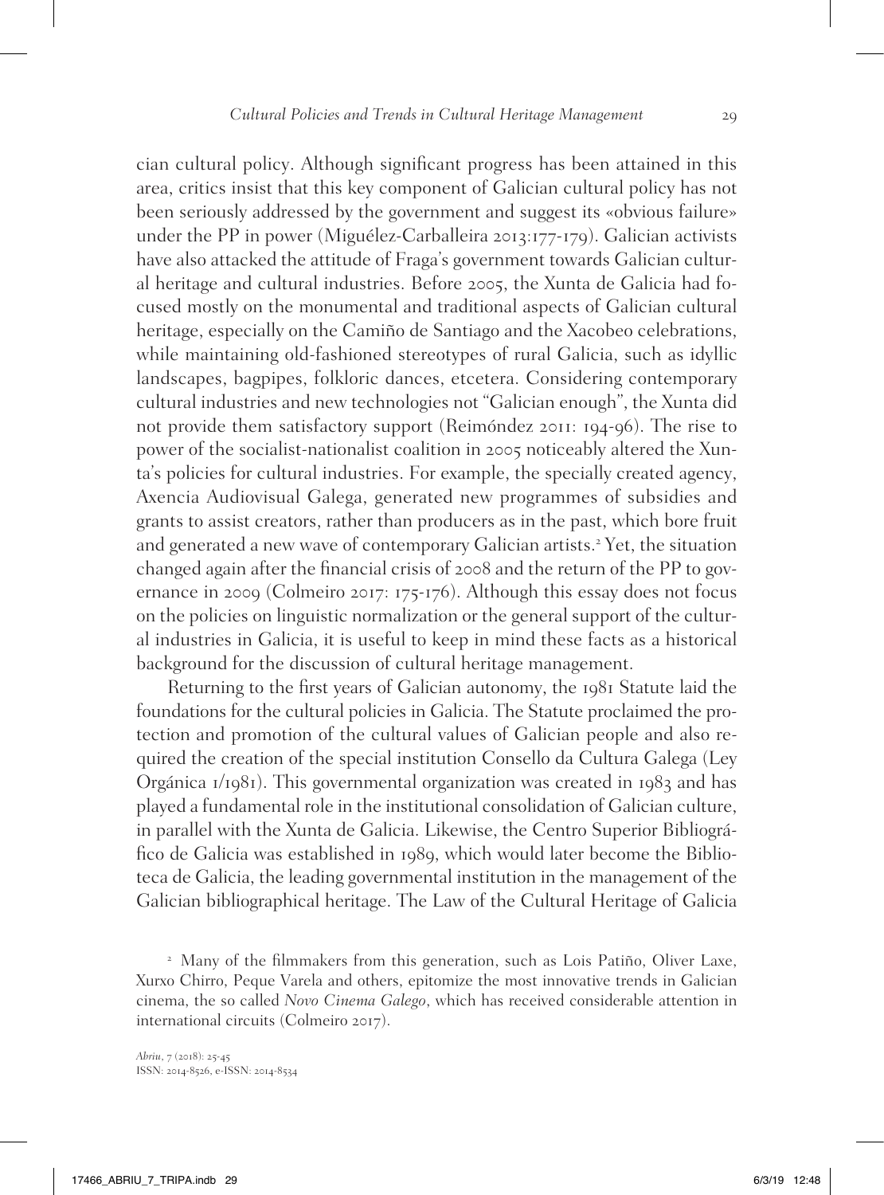cian cultural policy. Although significant progress has been attained in this area, critics insist that this key component of Galician cultural policy has not been seriously addressed by the government and suggest its «obvious failure» under the PP in power (Miguélez-Carballeira 2013:177-179). Galician activists have also attacked the attitude of Fraga's government towards Galician cultural heritage and cultural industries. Before 2005, the Xunta de Galicia had focused mostly on the monumental and traditional aspects of Galician cultural heritage, especially on the Camiño de Santiago and the Xacobeo celebrations, while maintaining old-fashioned stereotypes of rural Galicia, such as idyllic landscapes, bagpipes, folkloric dances, etcetera. Considering contemporary cultural industries and new technologies not "Galician enough", the Xunta did not provide them satisfactory support (Reimóndez 2011: 194-96). The rise to power of the socialist-nationalist coalition in 2005 noticeably altered the Xunta's policies for cultural industries. For example, the specially created agency, Axencia Audiovisual Galega, generated new programmes of subsidies and grants to assist creators, rather than producers as in the past, which bore fruit and generated a new wave of contemporary Galician artists.[2] Yet, the situation changed again after the financial crisis of 2008 and the return of the PP to governance in 2009 (Colmeiro 2017: 175-176). Although this essay does not focus on the policies on linguistic normalization or the general support of the cultural industries in Galicia, it is useful to keep in mind these facts as a historical background for the discussion of cultural heritage management.

Returning to the first years of Galician autonomy, the 1981 Statute laid the foundations for the cultural policies in Galicia. The Statute proclaimed the protection and promotion of the cultural values of Galician people and also required the creation of the special institution Consello da Cultura Galega (Ley Orgánica 1/1981). This governmental organization was created in 1983 and has played a fundamental role in the institutional consolidation of Galician culture, in parallel with the Xunta de Galicia. Likewise, the Centro Superior Bibliográfico de Galicia was established in 1989, which would later become the Biblioteca de Galicia, the leading governmental institution in the management of the Galician bibliographical heritage. The Law of the Cultural Heritage of Galicia

[2] Many of the filmmakers from this generation, such as Lois Patiño, Oliver Laxe, Xurxo Chirro, Peque Varela and others, epitomize the most innovative trends in Galician cinema, the so called *Novo Cinema Galego*, which has received considerable attention in international circuits (Colmeiro 2017).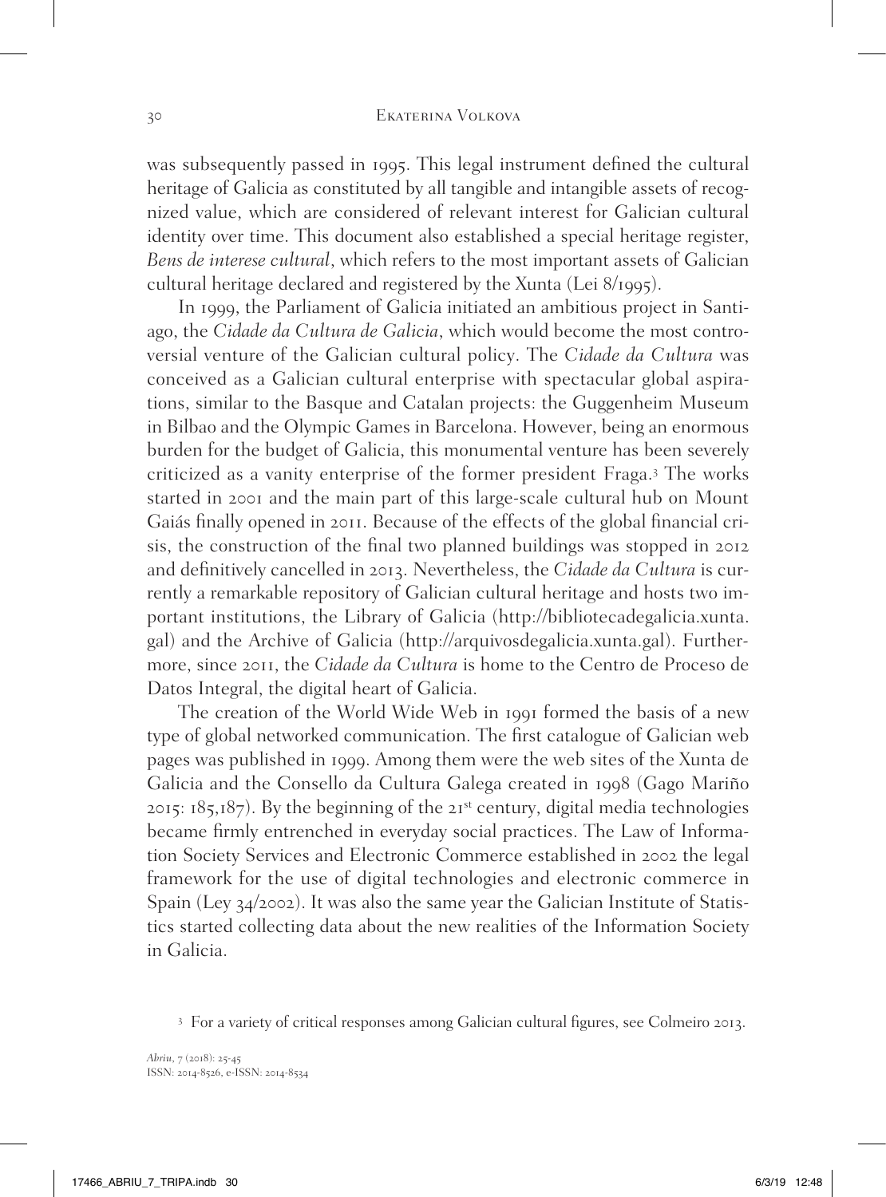was subsequently passed in 1995. This legal instrument defined the cultural heritage of Galicia as constituted by all tangible and intangible assets of recognized value, which are considered of relevant interest for Galician cultural identity over time. This document also established a special heritage register, *Bens de interese cultural*, which refers to the most important assets of Galician cultural heritage declared and registered by the Xunta (Lei 8/1995).

In 1999, the Parliament of Galicia initiated an ambitious project in Santiago, the *Cidade da Cultura de Galicia*, which would become the most controversial venture of the Galician cultural policy. The *Cidade da Cultura* was conceived as a Galician cultural enterprise with spectacular global aspirations, similar to the Basque and Catalan projects: the Guggenheim Museum in Bilbao and the Olympic Games in Barcelona. However, being an enormous burden for the budget of Galicia, this monumental venture has been severely criticized as a vanity enterprise of the former president Fraga.[3] The works started in 2001 and the main part of this large-scale cultural hub on Mount Gaiás finally opened in 2011. Because of the effects of the global financial crisis, the construction of the final two planned buildings was stopped in 2012 and definitively cancelled in 2013. Nevertheless, the *Cidade da Cultura* is currently a remarkable repository of Galician cultural heritage and hosts two important institutions, the Library of Galicia (http://bibliotecadegalicia.xunta.gal) and the Archive of Galicia (http://arquivosdegalicia.xunta.gal). Furthermore, since 2011, the *Cidade da Cultura* is home to the Centro de Proceso de Datos Integral, the digital heart of Galicia.

The creation of the World Wide Web in 1991 formed the basis of a new type of global networked communication. The first catalogue of Galician web pages was published in 1999. Among them were the web sites of the Xunta de Galicia and the Consello da Cultura Galega created in 1998 (Gago Mariño 2015: 185,187). By the beginning of the 21st century, digital media technologies became firmly entrenched in everyday social practices. The Law of Information Society Services and Electronic Commerce established in 2002 the legal framework for the use of digital technologies and electronic commerce in Spain (Ley 34/2002). It was also the same year the Galician Institute of Statistics started collecting data about the new realities of the Information Society in Galicia.

[3] For a variety of critical responses among Galician cultural figures, see Colmeiro 2013.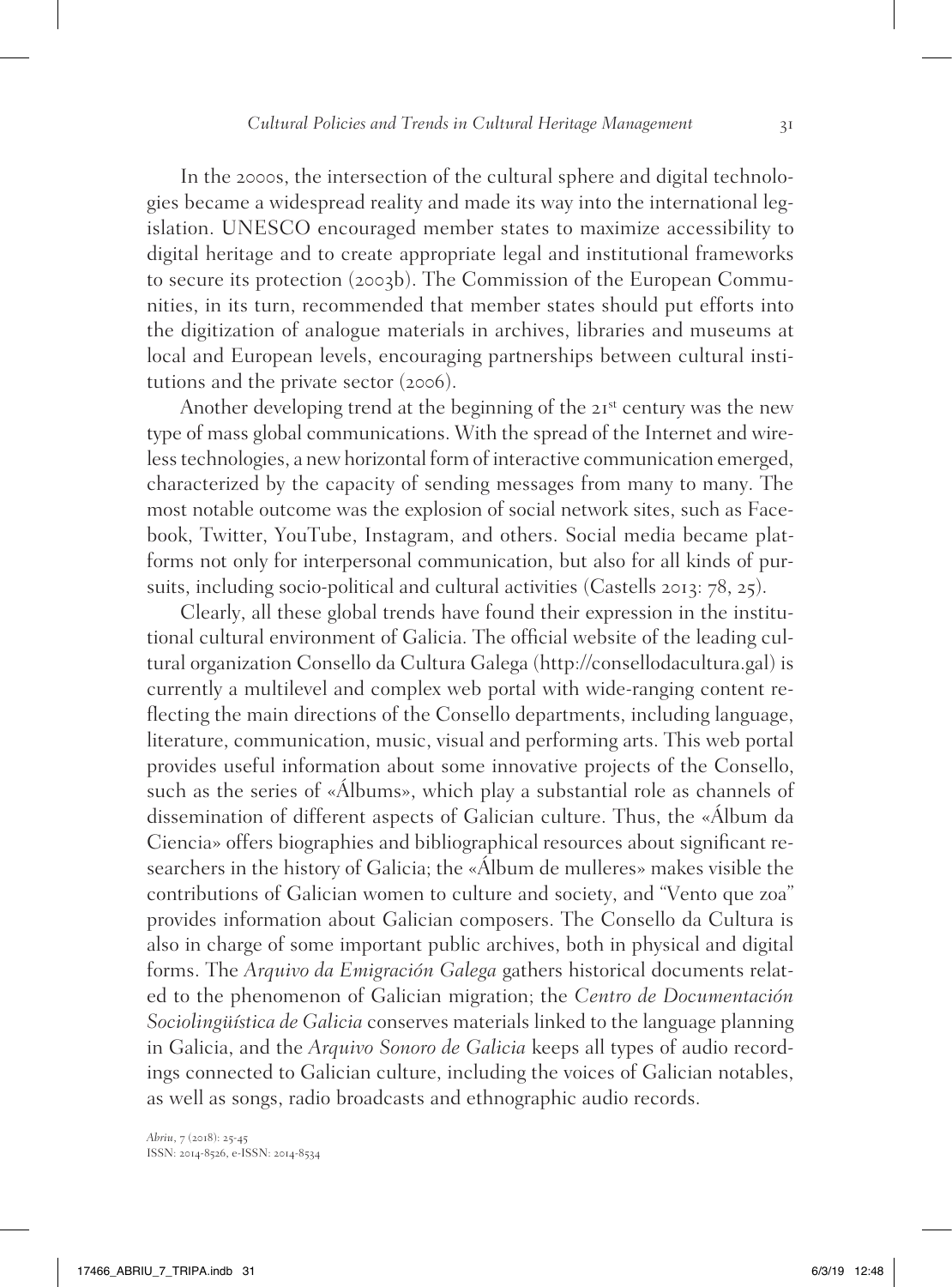In the 2000s, the intersection of the cultural sphere and digital technologies became a widespread reality and made its way into the international legislation. UNESCO encouraged member states to maximize accessibility to digital heritage and to create appropriate legal and institutional frameworks to secure its protection (2003b). The Commission of the European Communities, in its turn, recommended that member states should put efforts into the digitization of analogue materials in archives, libraries and museums at local and European levels, encouraging partnerships between cultural institutions and the private sector (2006).

Another developing trend at the beginning of the 21st century was the new type of mass global communications. With the spread of the Internet and wireless technologies, a new horizontal form of interactive communication emerged, characterized by the capacity of sending messages from many to many. The most notable outcome was the explosion of social network sites, such as Facebook, Twitter, YouTube, Instagram, and others. Social media became platforms not only for interpersonal communication, but also for all kinds of pursuits, including socio-political and cultural activities (Castells 2013: 78, 25).

Clearly, all these global trends have found their expression in the institutional cultural environment of Galicia. The official website of the leading cultural organization Consello da Cultura Galega (http://consellodacultura.gal) is currently a multilevel and complex web portal with wide-ranging content reflecting the main directions of the Consello departments, including language, literature, communication, music, visual and performing arts. This web portal provides useful information about some innovative projects of the Consello, such as the series of «Álbums», which play a substantial role as channels of dissemination of different aspects of Galician culture. Thus, the «Álbum da Ciencia» offers biographies and bibliographical resources about significant researchers in the history of Galicia; the «Álbum de mulleres» makes visible the contributions of Galician women to culture and society, and "Vento que zoa" provides information about Galician composers. The Consello da Cultura is also in charge of some important public archives, both in physical and digital forms. The *Arquivo da Emigración Galega* gathers historical documents related to the phenomenon of Galician migration; the *Centro de Documentación Sociolingüística de Galicia* conserves materials linked to the language planning in Galicia, and the *Arquivo Sonoro de Galicia* keeps all types of audio recordings connected to Galician culture, including the voices of Galician notables, as well as songs, radio broadcasts and ethnographic audio records.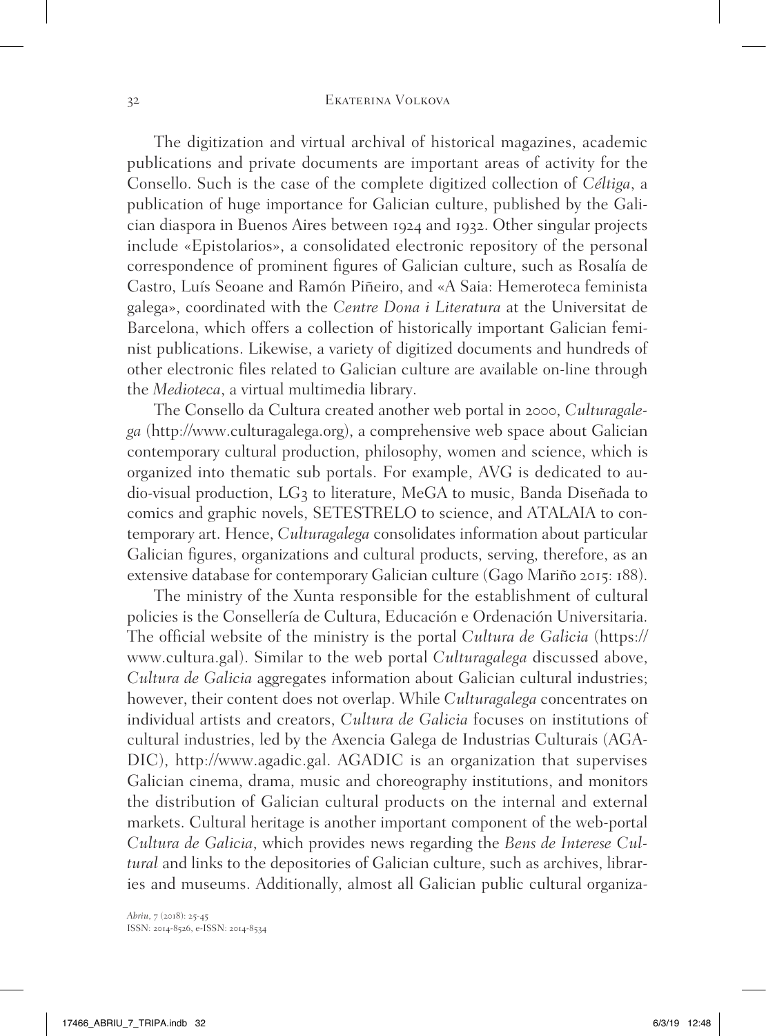The digitization and virtual archival of historical magazines, academic publications and private documents are important areas of activity for the Consello. Such is the case of the complete digitized collection of *Céltiga*, a publication of huge importance for Galician culture, published by the Galician diaspora in Buenos Aires between 1924 and 1932. Other singular projects include «Epistolarios», a consolidated electronic repository of the personal correspondence of prominent figures of Galician culture, such as Rosalía de Castro, Luís Seoane and Ramón Piñeiro, and «A Saia: Hemeroteca feminista galega», coordinated with the *Centre Dona i Literatura* at the Universitat de Barcelona, which offers a collection of historically important Galician feminist publications. Likewise, a variety of digitized documents and hundreds of other electronic files related to Galician culture are available on-line through the *Medioteca*, a virtual multimedia library.

The Consello da Cultura created another web portal in 2000, *Culturagalega* (http://www.culturagalega.org), a comprehensive web space about Galician contemporary cultural production, philosophy, women and science, which is organized into thematic sub portals. For example, AVG is dedicated to audio-visual production, LG3 to literature, MeGA to music, Banda Diseñada to comics and graphic novels, SETESTRELO to science, and ATALAIA to contemporary art. Hence, *Culturagalega* consolidates information about particular Galician figures, organizations and cultural products, serving, therefore, as an extensive database for contemporary Galician culture (Gago Mariño 2015: 188).

The ministry of the Xunta responsible for the establishment of cultural policies is the Consellería de Cultura, Educación e Ordenación Universitaria. The official website of the ministry is the portal *Cultura de Galicia* (https://www.cultura.gal). Similar to the web portal *Culturagalega* discussed above, *Cultura de Galicia* aggregates information about Galician cultural industries; however, their content does not overlap. While *Culturagalega* concentrates on individual artists and creators, *Cultura de Galicia* focuses on institutions of cultural industries, led by the Axencia Galega de Industrias Culturais (AGADIC), http://www.agadic.gal. AGADIC is an organization that supervises Galician cinema, drama, music and choreography institutions, and monitors the distribution of Galician cultural products on the internal and external markets. Cultural heritage is another important component of the web-portal *Cultura de Galicia*, which provides news regarding the *Bens de Interese Cultural* and links to the depositories of Galician culture, such as archives, libraries and museums. Additionally, almost all Galician public cultural organiza-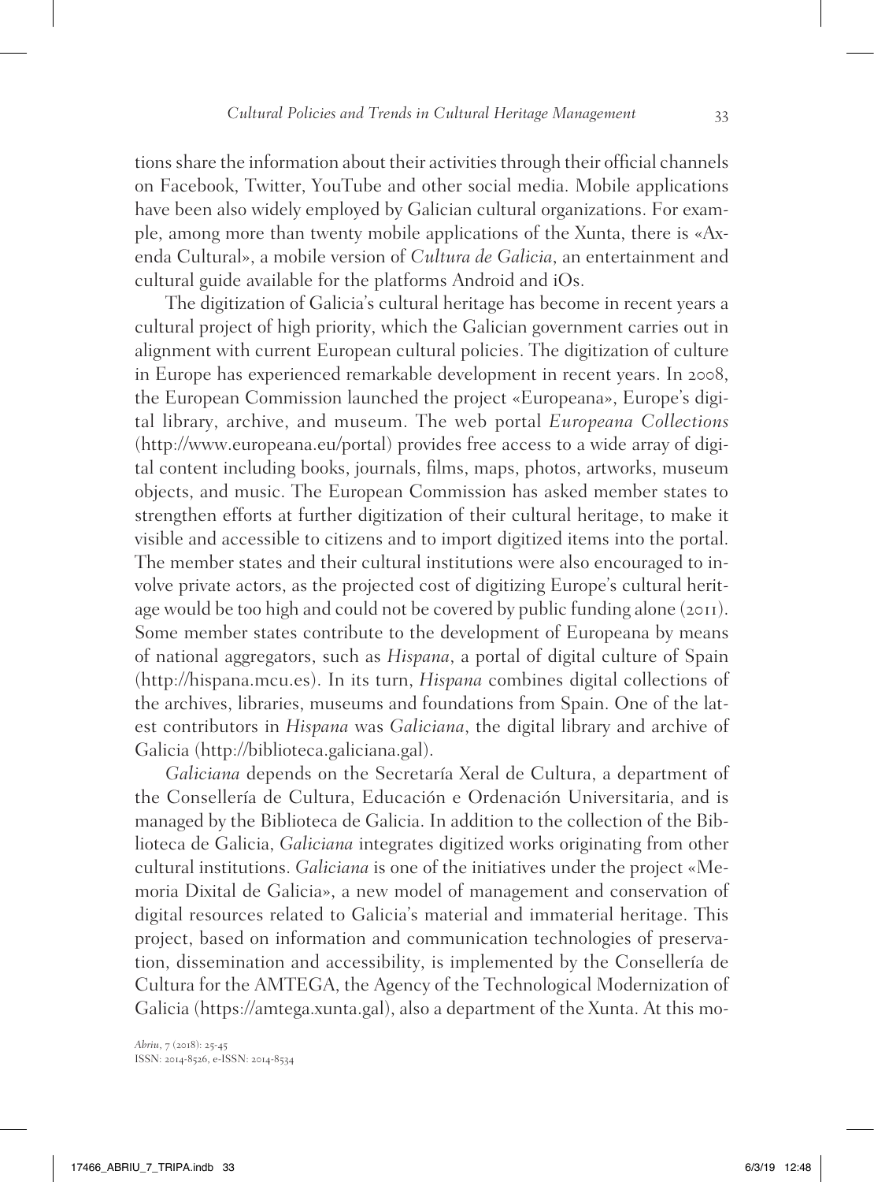tions share the information about their activities through their official channels on Facebook, Twitter, YouTube and other social media. Mobile applications have been also widely employed by Galician cultural organizations. For example, among more than twenty mobile applications of the Xunta, there is «Axenda Cultural», a mobile version of *Cultura de Galicia*, an entertainment and cultural guide available for the platforms Android and iOs.

The digitization of Galicia's cultural heritage has become in recent years a cultural project of high priority, which the Galician government carries out in alignment with current European cultural policies. The digitization of culture in Europe has experienced remarkable development in recent years. In 2008, the European Commission launched the project «Europeana», Europe's digital library, archive, and museum. The web portal *Europeana Collections* (http://www.europeana.eu/portal) provides free access to a wide array of digital content including books, journals, films, maps, photos, artworks, museum objects, and music. The European Commission has asked member states to strengthen efforts at further digitization of their cultural heritage, to make it visible and accessible to citizens and to import digitized items into the portal. The member states and their cultural institutions were also encouraged to involve private actors, as the projected cost of digitizing Europe's cultural heritage would be too high and could not be covered by public funding alone (2011). Some member states contribute to the development of Europeana by means of national aggregators, such as *Hispana*, a portal of digital culture of Spain (http://hispana.mcu.es). In its turn, *Hispana* combines digital collections of the archives, libraries, museums and foundations from Spain. One of the latest contributors in *Hispana* was *Galiciana*, the digital library and archive of Galicia (http://biblioteca.galiciana.gal).

*Galiciana* depends on the Secretaría Xeral de Cultura, a department of the Consellería de Cultura, Educación e Ordenación Universitaria, and is managed by the Biblioteca de Galicia. In addition to the collection of the Biblioteca de Galicia, *Galiciana* integrates digitized works originating from other cultural institutions. *Galiciana* is one of the initiatives under the project «Memoria Dixital de Galicia», a new model of management and conservation of digital resources related to Galicia's material and immaterial heritage. This project, based on information and communication technologies of preservation, dissemination and accessibility, is implemented by the Consellería de Cultura for the AMTEGA, the Agency of the Technological Modernization of Galicia (https://amtega.xunta.gal), also a department of the Xunta. At this mo-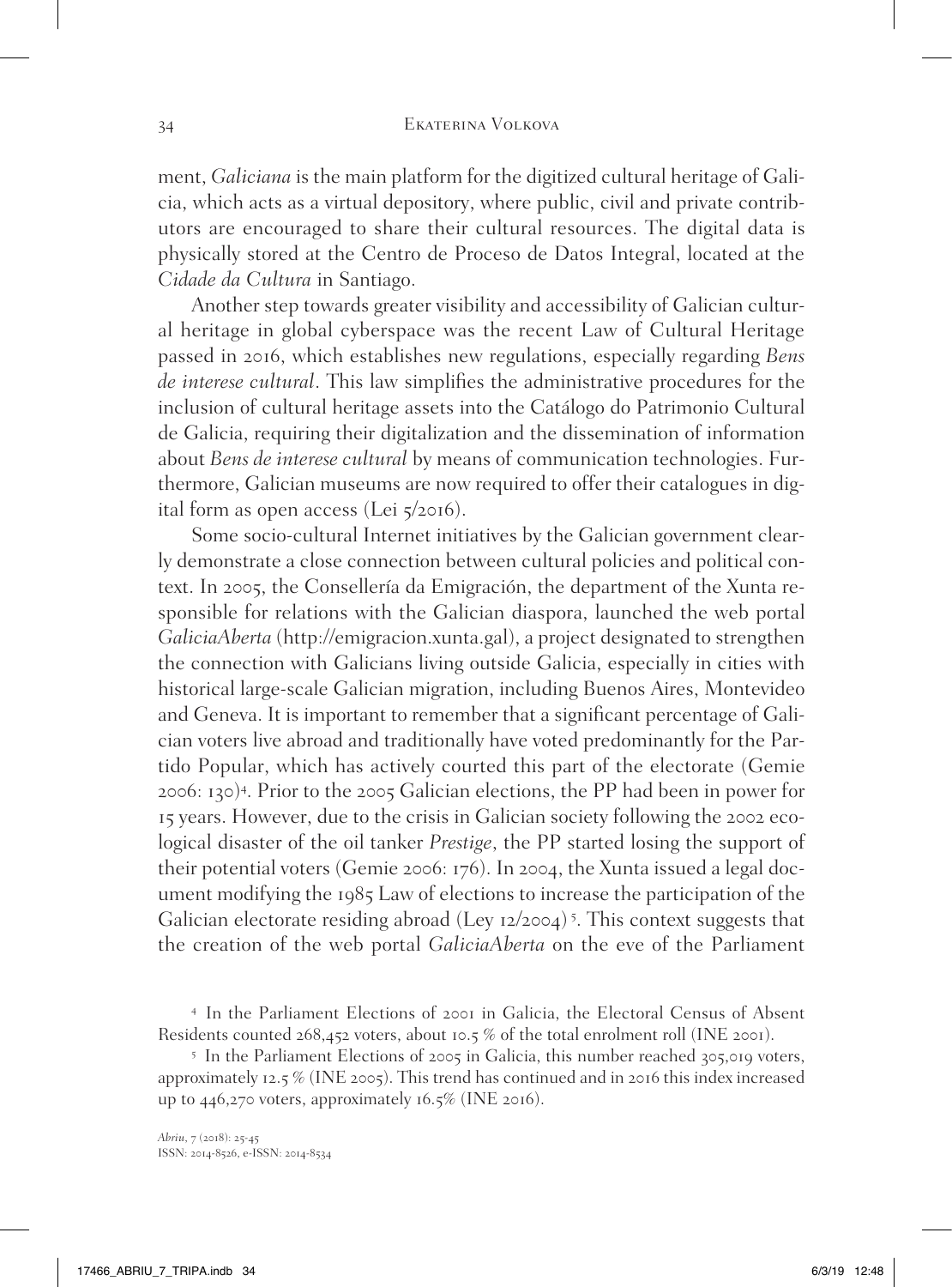ment, *Galiciana* is the main platform for the digitized cultural heritage of Galicia, which acts as a virtual depository, where public, civil and private contributors are encouraged to share their cultural resources. The digital data is physically stored at the Centro de Proceso de Datos Integral, located at the *Cidade da Cultura* in Santiago.

Another step towards greater visibility and accessibility of Galician cultural heritage in global cyberspace was the recent Law of Cultural Heritage passed in 2016, which establishes new regulations, especially regarding *Bens de interese cultural*. This law simplifies the administrative procedures for the inclusion of cultural heritage assets into the Catálogo do Patrimonio Cultural de Galicia, requiring their digitalization and the dissemination of information about *Bens de interese cultural* by means of communication technologies. Furthermore, Galician museums are now required to offer their catalogues in digital form as open access (Lei 5/2016).

Some socio-cultural Internet initiatives by the Galician government clearly demonstrate a close connection between cultural policies and political context. In 2005, the Consellería da Emigración, the department of the Xunta responsible for relations with the Galician diaspora, launched the web portal *GaliciaAberta* (http://emigracion.xunta.gal), a project designated to strengthen the connection with Galicians living outside Galicia, especially in cities with historical large-scale Galician migration, including Buenos Aires, Montevideo and Geneva. It is important to remember that a significant percentage of Galician voters live abroad and traditionally have voted predominantly for the Partido Popular, which has actively courted this part of the electorate (Gemie 2006: 130)[4]. Prior to the 2005 Galician elections, the PP had been in power for 15 years. However, due to the crisis in Galician society following the 2002 ecological disaster of the oil tanker *Prestige*, the PP started losing the support of their potential voters (Gemie 2006: 176). In 2004, the Xunta issued a legal document modifying the 1985 Law of elections to increase the participation of the Galician electorate residing abroad (Ley 12/2004)[5]. This context suggests that the creation of the web portal *GaliciaAberta* on the eve of the Parliament

[4] In the Parliament Elections of 2001 in Galicia, the Electoral Census of Absent Residents counted 268,452 voters, about 10.5 % of the total enrolment roll (INE 2001).

[5] In the Parliament Elections of 2005 in Galicia, this number reached 305,019 voters, approximately 12.5 % (INE 2005). This trend has continued and in 2016 this index increased up to 446,270 voters, approximately 16.5% (INE 2016).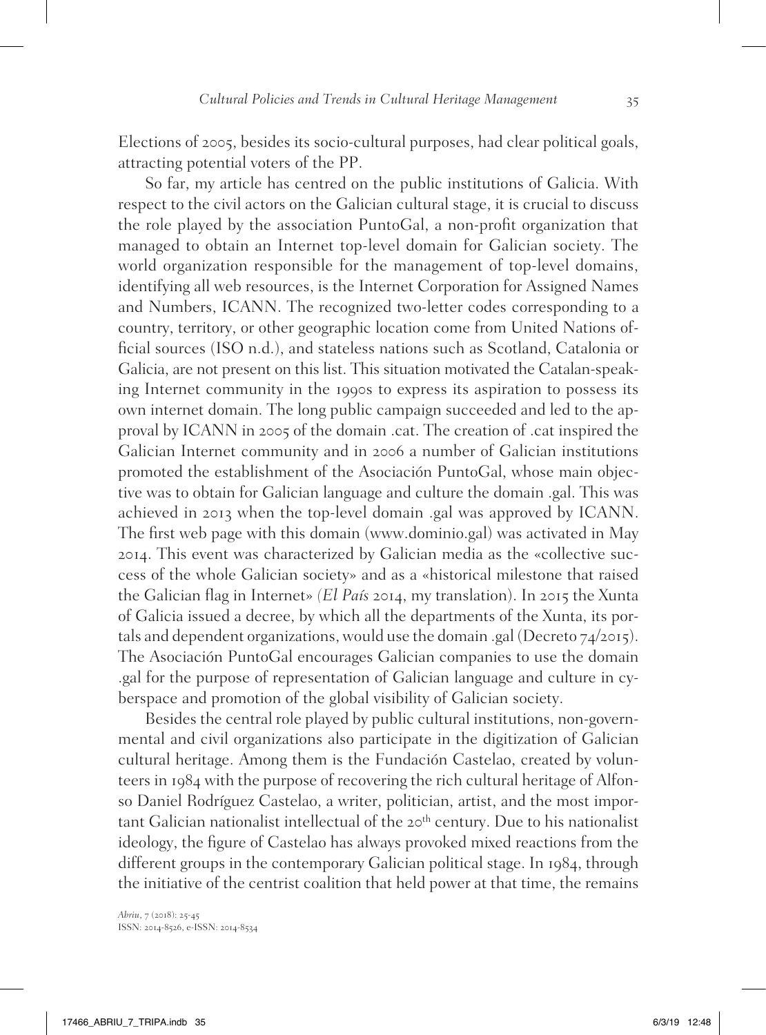Elections of 2005, besides its socio-cultural purposes, had clear political goals, attracting potential voters of the PP.

So far, my article has centred on the public institutions of Galicia. With respect to the civil actors on the Galician cultural stage, it is crucial to discuss the role played by the association PuntoGal, a non-profit organization that managed to obtain an Internet top-level domain for Galician society. The world organization responsible for the management of top-level domains, identifying all web resources, is the Internet Corporation for Assigned Names and Numbers, ICANN. The recognized two-letter codes corresponding to a country, territory, or other geographic location come from United Nations official sources (ISO n.d.), and stateless nations such as Scotland, Catalonia or Galicia, are not present on this list. This situation motivated the Catalan-speaking Internet community in the 1990s to express its aspiration to possess its own internet domain. The long public campaign succeeded and led to the approval by ICANN in 2005 of the domain .cat. The creation of .cat inspired the Galician Internet community and in 2006 a number of Galician institutions promoted the establishment of the Asociación PuntoGal, whose main objective was to obtain for Galician language and culture the domain .gal. This was achieved in 2013 when the top-level domain .gal was approved by ICANN. The first web page with this domain (www.dominio.gal) was activated in May 2014. This event was characterized by Galician media as the «collective success of the whole Galician society» and as a «historical milestone that raised the Galician flag in Internet» (*El País* 2014, my translation). In 2015 the Xunta of Galicia issued a decree, by which all the departments of the Xunta, its portals and dependent organizations, would use the domain .gal (Decreto 74/2015). The Asociación PuntoGal encourages Galician companies to use the domain .gal for the purpose of representation of Galician language and culture in cyberspace and promotion of the global visibility of Galician society.

Besides the central role played by public cultural institutions, non-governmental and civil organizations also participate in the digitization of Galician cultural heritage. Among them is the Fundación Castelao, created by volunteers in 1984 with the purpose of recovering the rich cultural heritage of Alfonso Daniel Rodríguez Castelao, a writer, politician, artist, and the most important Galician nationalist intellectual of the 20th century. Due to his nationalist ideology, the figure of Castelao has always provoked mixed reactions from the different groups in the contemporary Galician political stage. In 1984, through the initiative of the centrist coalition that held power at that time, the remains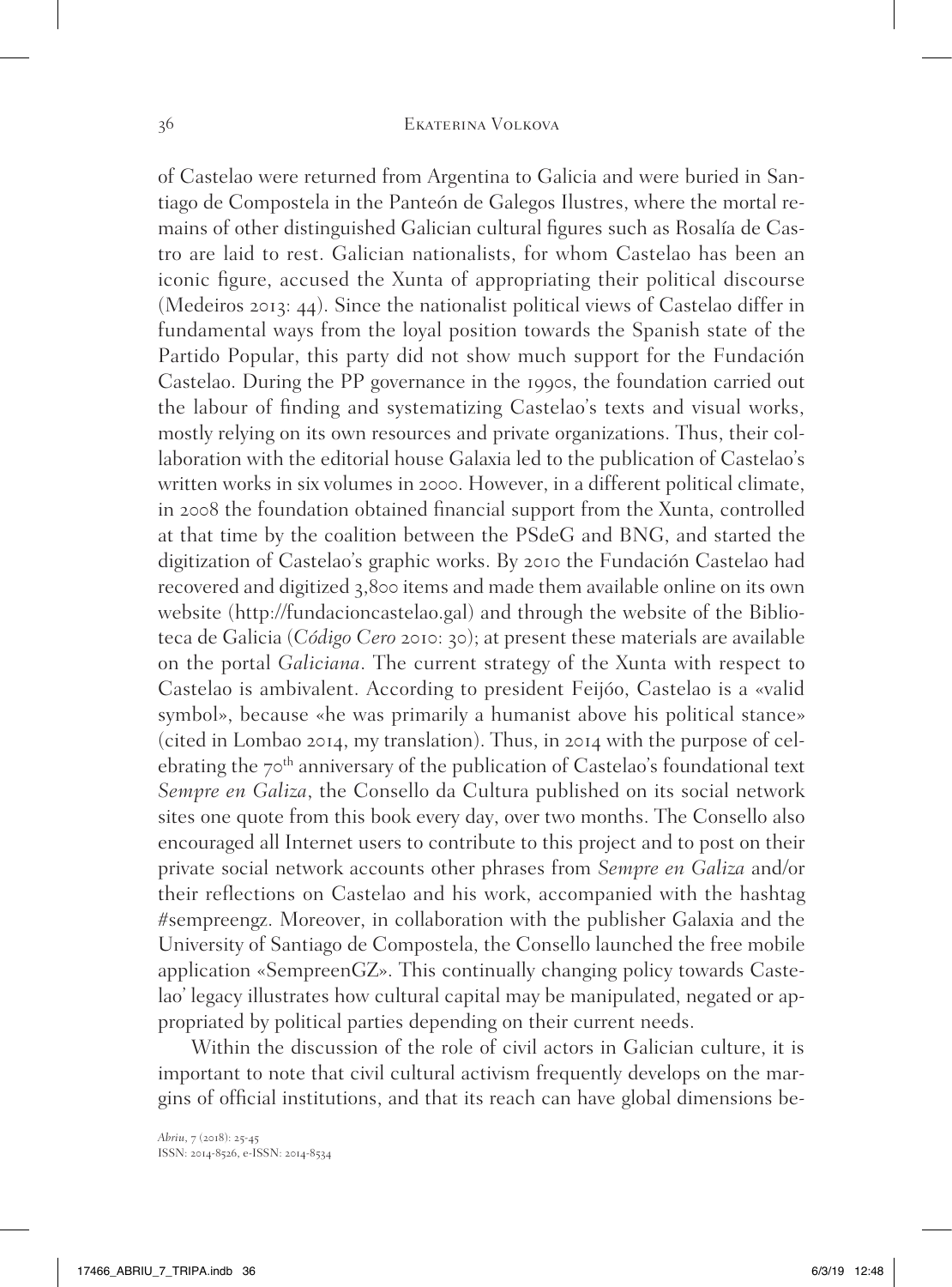of Castelao were returned from Argentina to Galicia and were buried in Santiago de Compostela in the Panteón de Galegos Ilustres, where the mortal remains of other distinguished Galician cultural figures such as Rosalía de Castro are laid to rest. Galician nationalists, for whom Castelao has been an iconic figure, accused the Xunta of appropriating their political discourse (Medeiros 2013: 44). Since the nationalist political views of Castelao differ in fundamental ways from the loyal position towards the Spanish state of the Partido Popular, this party did not show much support for the Fundación Castelao. During the PP governance in the 1990s, the foundation carried out the labour of finding and systematizing Castelao's texts and visual works, mostly relying on its own resources and private organizations. Thus, their collaboration with the editorial house Galaxia led to the publication of Castelao's written works in six volumes in 2000. However, in a different political climate, in 2008 the foundation obtained financial support from the Xunta, controlled at that time by the coalition between the PSdeG and BNG, and started the digitization of Castelao's graphic works. By 2010 the Fundación Castelao had recovered and digitized 3,800 items and made them available online on its own website (http://fundacioncastelao.gal) and through the website of the Biblioteca de Galicia (*Código Cero* 2010: 30); at present these materials are available on the portal *Galiciana*. The current strategy of the Xunta with respect to Castelao is ambivalent. According to president Feijóo, Castelao is a «valid symbol», because «he was primarily a humanist above his political stance» (cited in Lombao 2014, my translation). Thus, in 2014 with the purpose of celebrating the 70th anniversary of the publication of Castelao's foundational text *Sempre en Galiza*, the Consello da Cultura published on its social network sites one quote from this book every day, over two months. The Consello also encouraged all Internet users to contribute to this project and to post on their private social network accounts other phrases from *Sempre en Galiza* and/or their reflections on Castelao and his work, accompanied with the hashtag #sempreengz. Moreover, in collaboration with the publisher Galaxia and the University of Santiago de Compostela, the Consello launched the free mobile application «SempreenGZ». This continually changing policy towards Castelao' legacy illustrates how cultural capital may be manipulated, negated or appropriated by political parties depending on their current needs.

Within the discussion of the role of civil actors in Galician culture, it is important to note that civil cultural activism frequently develops on the margins of official institutions, and that its reach can have global dimensions be-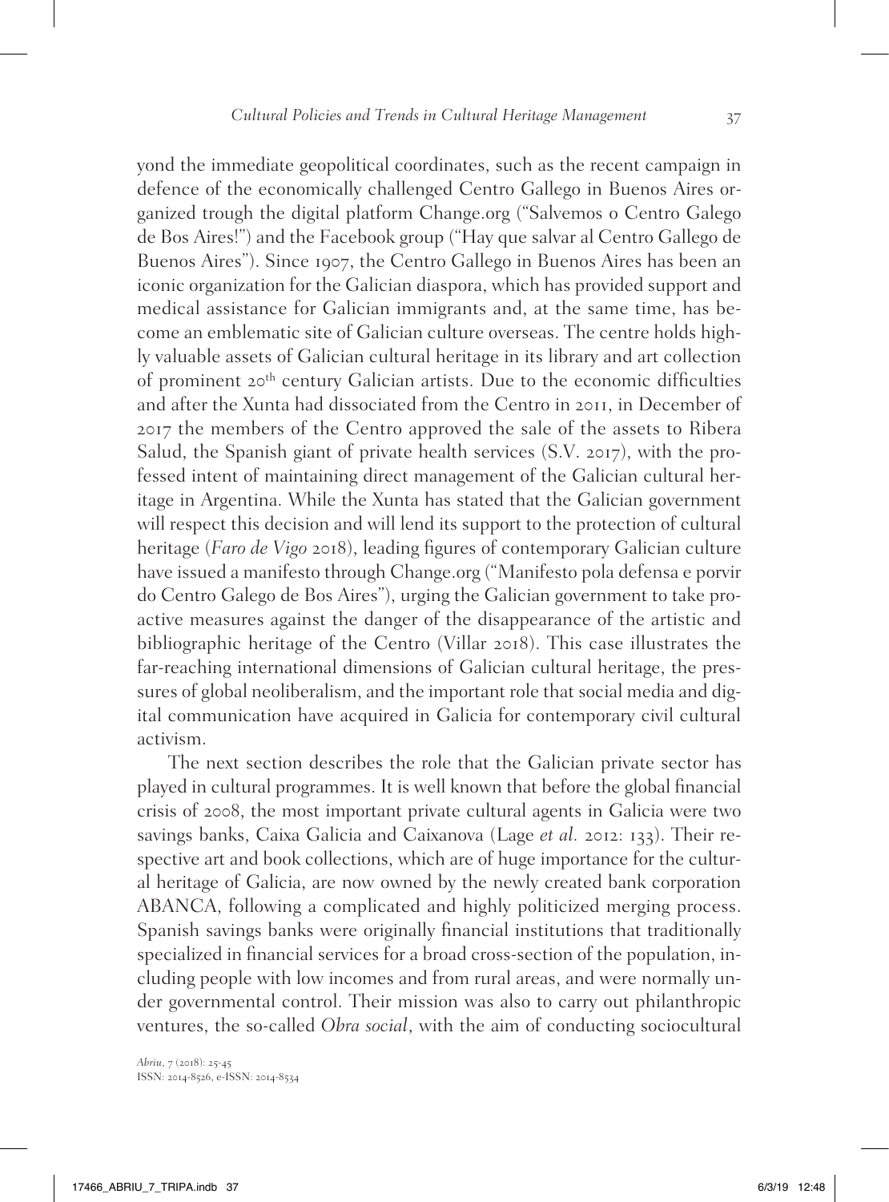yond the immediate geopolitical coordinates, such as the recent campaign in defence of the economically challenged Centro Gallego in Buenos Aires organized trough the digital platform Change.org ("Salvemos o Centro Galego de Bos Aires!") and the Facebook group ("Hay que salvar al Centro Gallego de Buenos Aires"). Since 1907, the Centro Gallego in Buenos Aires has been an iconic organization for the Galician diaspora, which has provided support and medical assistance for Galician immigrants and, at the same time, has become an emblematic site of Galician culture overseas. The centre holds highly valuable assets of Galician cultural heritage in its library and art collection of prominent 20th century Galician artists. Due to the economic difficulties and after the Xunta had dissociated from the Centro in 2011, in December of 2017 the members of the Centro approved the sale of the assets to Ribera Salud, the Spanish giant of private health services (S.V. 2017), with the professed intent of maintaining direct management of the Galician cultural heritage in Argentina. While the Xunta has stated that the Galician government will respect this decision and will lend its support to the protection of cultural heritage (*Faro de Vigo* 2018), leading figures of contemporary Galician culture have issued a manifesto through Change.org ("Manifesto pola defensa e porvir do Centro Galego de Bos Aires"), urging the Galician government to take proactive measures against the danger of the disappearance of the artistic and bibliographic heritage of the Centro (Villar 2018). This case illustrates the far-reaching international dimensions of Galician cultural heritage, the pressures of global neoliberalism, and the important role that social media and digital communication have acquired in Galicia for contemporary civil cultural activism.

The next section describes the role that the Galician private sector has played in cultural programmes. It is well known that before the global financial crisis of 2008, the most important private cultural agents in Galicia were two savings banks, Caixa Galicia and Caixanova (Lage *et al.* 2012: 133). Their respective art and book collections, which are of huge importance for the cultural heritage of Galicia, are now owned by the newly created bank corporation ABANCA, following a complicated and highly politicized merging process. Spanish savings banks were originally financial institutions that traditionally specialized in financial services for a broad cross-section of the population, including people with low incomes and from rural areas, and were normally under governmental control. Their mission was also to carry out philanthropic ventures, the so-called *Obra social*, with the aim of conducting sociocultural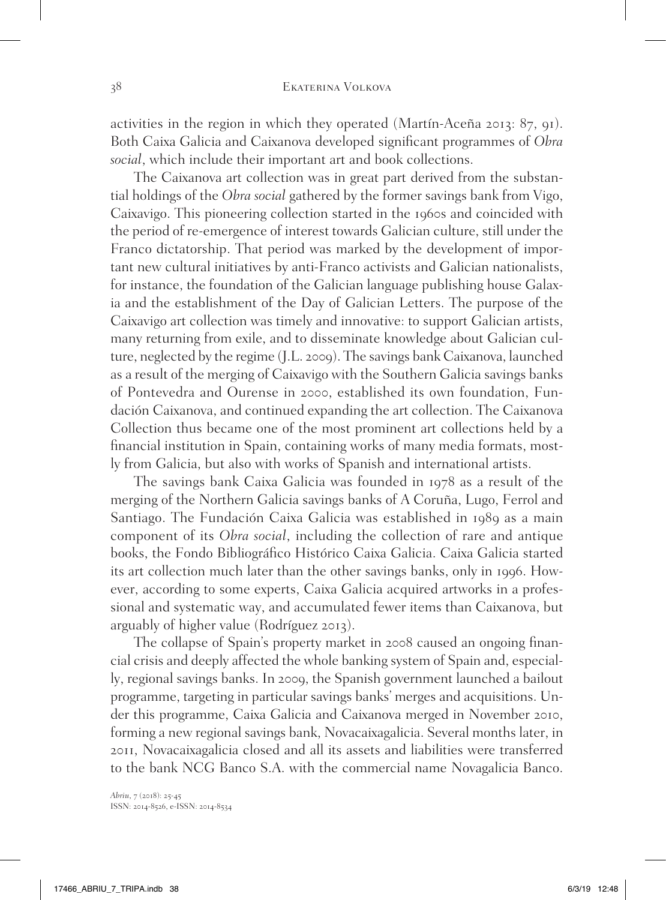activities in the region in which they operated (Martín-Aceña 2013: 87, 91). Both Caixa Galicia and Caixanova developed significant programmes of *Obra social*, which include their important art and book collections.

The Caixanova art collection was in great part derived from the substantial holdings of the *Obra social* gathered by the former savings bank from Vigo, Caixavigo. This pioneering collection started in the 1960s and coincided with the period of re-emergence of interest towards Galician culture, still under the Franco dictatorship. That period was marked by the development of important new cultural initiatives by anti-Franco activists and Galician nationalists, for instance, the foundation of the Galician language publishing house Galaxia and the establishment of the Day of Galician Letters. The purpose of the Caixavigo art collection was timely and innovative: to support Galician artists, many returning from exile, and to disseminate knowledge about Galician culture, neglected by the regime (J.L. 2009). The savings bank Caixanova, launched as a result of the merging of Caixavigo with the Southern Galicia savings banks of Pontevedra and Ourense in 2000, established its own foundation, Fundación Caixanova, and continued expanding the art collection. The Caixanova Collection thus became one of the most prominent art collections held by a financial institution in Spain, containing works of many media formats, mostly from Galicia, but also with works of Spanish and international artists.

The savings bank Caixa Galicia was founded in 1978 as a result of the merging of the Northern Galicia savings banks of A Coruña, Lugo, Ferrol and Santiago. The Fundación Caixa Galicia was established in 1989 as a main component of its *Obra social*, including the collection of rare and antique books, the Fondo Bibliográfico Histórico Caixa Galicia. Caixa Galicia started its art collection much later than the other savings banks, only in 1996. However, according to some experts, Caixa Galicia acquired artworks in a professional and systematic way, and accumulated fewer items than Caixanova, but arguably of higher value (Rodríguez 2013).

The collapse of Spain's property market in 2008 caused an ongoing financial crisis and deeply affected the whole banking system of Spain and, especially, regional savings banks. In 2009, the Spanish government launched a bailout programme, targeting in particular savings banks' merges and acquisitions. Under this programme, Caixa Galicia and Caixanova merged in November 2010, forming a new regional savings bank, Novacaixagalicia. Several months later, in 2011, Novacaixagalicia closed and all its assets and liabilities were transferred to the bank NCG Banco S.A. with the commercial name Novagalicia Banco.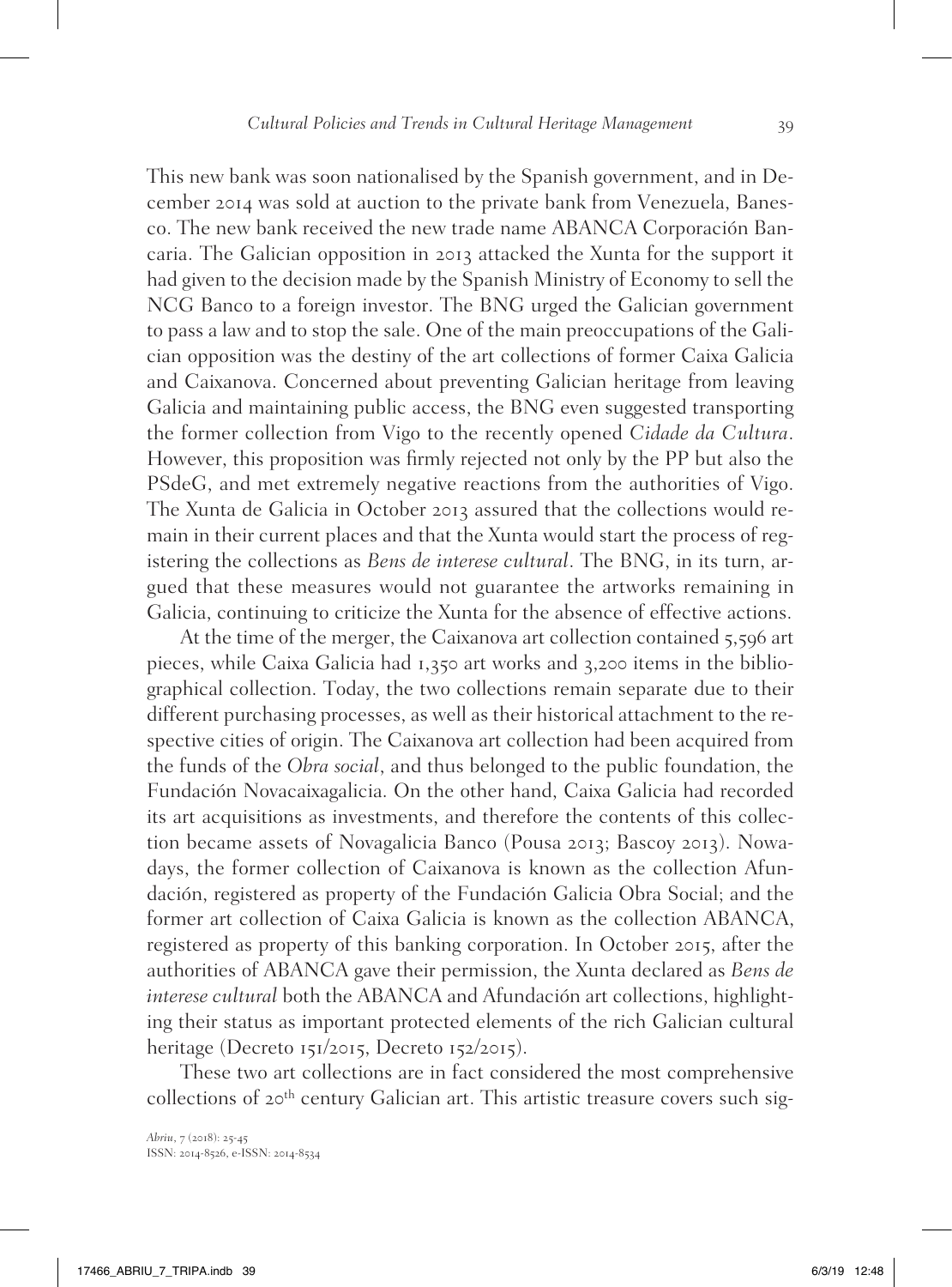This new bank was soon nationalised by the Spanish government, and in December 2014 was sold at auction to the private bank from Venezuela, Banesco. The new bank received the new trade name ABANCA Corporación Bancaria. The Galician opposition in 2013 attacked the Xunta for the support it had given to the decision made by the Spanish Ministry of Economy to sell the NCG Banco to a foreign investor. The BNG urged the Galician government to pass a law and to stop the sale. One of the main preoccupations of the Galician opposition was the destiny of the art collections of former Caixa Galicia and Caixanova. Concerned about preventing Galician heritage from leaving Galicia and maintaining public access, the BNG even suggested transporting the former collection from Vigo to the recently opened *Cidade da Cultura*. However, this proposition was firmly rejected not only by the PP but also the PSdeG, and met extremely negative reactions from the authorities of Vigo. The Xunta de Galicia in October 2013 assured that the collections would remain in their current places and that the Xunta would start the process of registering the collections as *Bens de interese cultural*. The BNG, in its turn, argued that these measures would not guarantee the artworks remaining in Galicia, continuing to criticize the Xunta for the absence of effective actions.

At the time of the merger, the Caixanova art collection contained 5,596 art pieces, while Caixa Galicia had 1,350 art works and 3,200 items in the bibliographical collection. Today, the two collections remain separate due to their different purchasing processes, as well as their historical attachment to the respective cities of origin. The Caixanova art collection had been acquired from the funds of the *Obra social*, and thus belonged to the public foundation, the Fundación Novacaixagalicia. On the other hand, Caixa Galicia had recorded its art acquisitions as investments, and therefore the contents of this collection became assets of Novagalicia Banco (Pousa 2013; Bascoy 2013). Nowadays, the former collection of Caixanova is known as the collection Afundación, registered as property of the Fundación Galicia Obra Social; and the former art collection of Caixa Galicia is known as the collection ABANCA, registered as property of this banking corporation. In October 2015, after the authorities of ABANCA gave their permission, the Xunta declared as *Bens de interese cultural* both the ABANCA and Afundación art collections, highlighting their status as important protected elements of the rich Galician cultural heritage (Decreto 151/2015, Decreto 152/2015).

These two art collections are in fact considered the most comprehensive collections of 20th century Galician art. This artistic treasure covers such sig-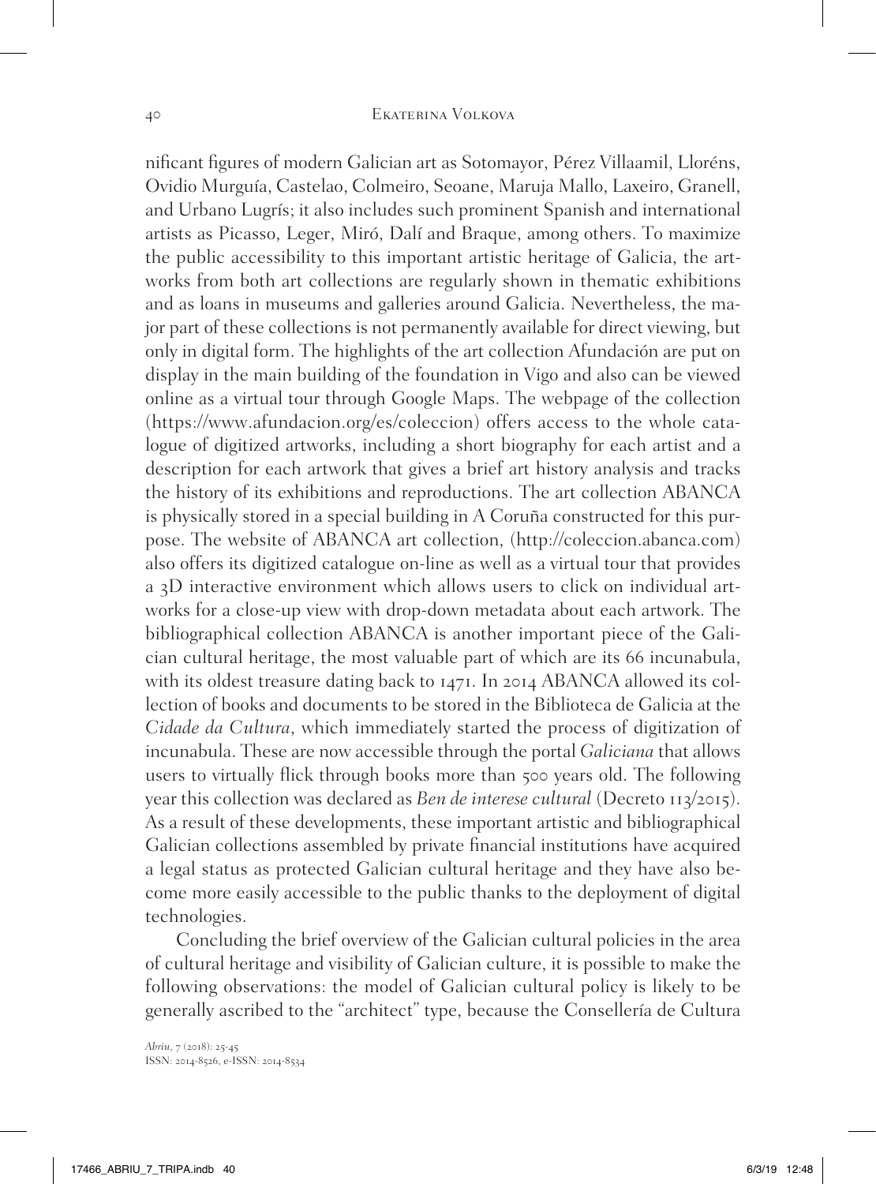nificant figures of modern Galician art as Sotomayor, Pérez Villaamil, Lloréns, Ovidio Murguía, Castelao, Colmeiro, Seoane, Maruja Mallo, Laxeiro, Granell, and Urbano Lugrís; it also includes such prominent Spanish and international artists as Picasso, Leger, Miró, Dalí and Braque, among others. To maximize the public accessibility to this important artistic heritage of Galicia, the artworks from both art collections are regularly shown in thematic exhibitions and as loans in museums and galleries around Galicia. Nevertheless, the major part of these collections is not permanently available for direct viewing, but only in digital form. The highlights of the art collection Afundación are put on display in the main building of the foundation in Vigo and also can be viewed online as a virtual tour through Google Maps. The webpage of the collection (https://www.afundacion.org/es/coleccion) offers access to the whole catalogue of digitized artworks, including a short biography for each artist and a description for each artwork that gives a brief art history analysis and tracks the history of its exhibitions and reproductions. The art collection ABANCA is physically stored in a special building in A Coruña constructed for this purpose. The website of ABANCA art collection, (http://coleccion.abanca.com) also offers its digitized catalogue on-line as well as a virtual tour that provides a 3D interactive environment which allows users to click on individual artworks for a close-up view with drop-down metadata about each artwork. The bibliographical collection ABANCA is another important piece of the Galician cultural heritage, the most valuable part of which are its 66 incunabula, with its oldest treasure dating back to 1471. In 2014 ABANCA allowed its collection of books and documents to be stored in the Biblioteca de Galicia at the *Cidade da Cultura*, which immediately started the process of digitization of incunabula. These are now accessible through the portal *Galiciana* that allows users to virtually flick through books more than 500 years old. The following year this collection was declared as *Ben de interese cultural* (Decreto 113/2015). As a result of these developments, these important artistic and bibliographical Galician collections assembled by private financial institutions have acquired a legal status as protected Galician cultural heritage and they have also become more easily accessible to the public thanks to the deployment of digital technologies.

Concluding the brief overview of the Galician cultural policies in the area of cultural heritage and visibility of Galician culture, it is possible to make the following observations: the model of Galician cultural policy is likely to be generally ascribed to the "architect" type, because the Consellería de Cultura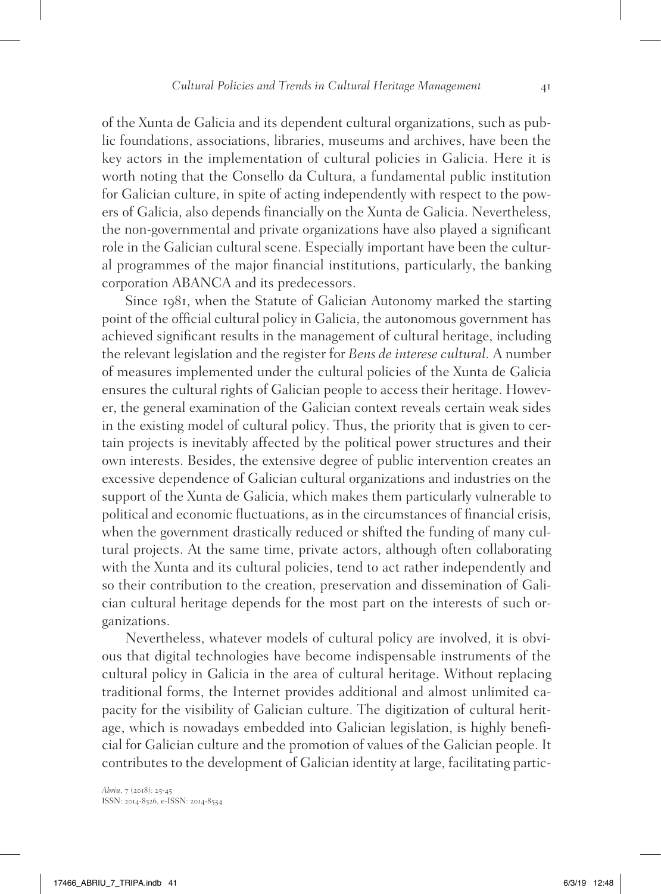of the Xunta de Galicia and its dependent cultural organizations, such as public foundations, associations, libraries, museums and archives, have been the key actors in the implementation of cultural policies in Galicia. Here it is worth noting that the Consello da Cultura, a fundamental public institution for Galician culture, in spite of acting independently with respect to the powers of Galicia, also depends financially on the Xunta de Galicia. Nevertheless, the non-governmental and private organizations have also played a significant role in the Galician cultural scene. Especially important have been the cultural programmes of the major financial institutions, particularly, the banking corporation ABANCA and its predecessors.

Since 1981, when the Statute of Galician Autonomy marked the starting point of the official cultural policy in Galicia, the autonomous government has achieved significant results in the management of cultural heritage, including the relevant legislation and the register for *Bens de interese cultural.* A number of measures implemented under the cultural policies of the Xunta de Galicia ensures the cultural rights of Galician people to access their heritage. However, the general examination of the Galician context reveals certain weak sides in the existing model of cultural policy. Thus, the priority that is given to certain projects is inevitably affected by the political power structures and their own interests. Besides, the extensive degree of public intervention creates an excessive dependence of Galician cultural organizations and industries on the support of the Xunta de Galicia, which makes them particularly vulnerable to political and economic fluctuations, as in the circumstances of financial crisis, when the government drastically reduced or shifted the funding of many cultural projects. At the same time, private actors, although often collaborating with the Xunta and its cultural policies, tend to act rather independently and so their contribution to the creation, preservation and dissemination of Galician cultural heritage depends for the most part on the interests of such organizations.

Nevertheless, whatever models of cultural policy are involved, it is obvious that digital technologies have become indispensable instruments of the cultural policy in Galicia in the area of cultural heritage. Without replacing traditional forms, the Internet provides additional and almost unlimited capacity for the visibility of Galician culture. The digitization of cultural heritage, which is nowadays embedded into Galician legislation, is highly beneficial for Galician culture and the promotion of values of the Galician people. It contributes to the development of Galician identity at large, facilitating partic-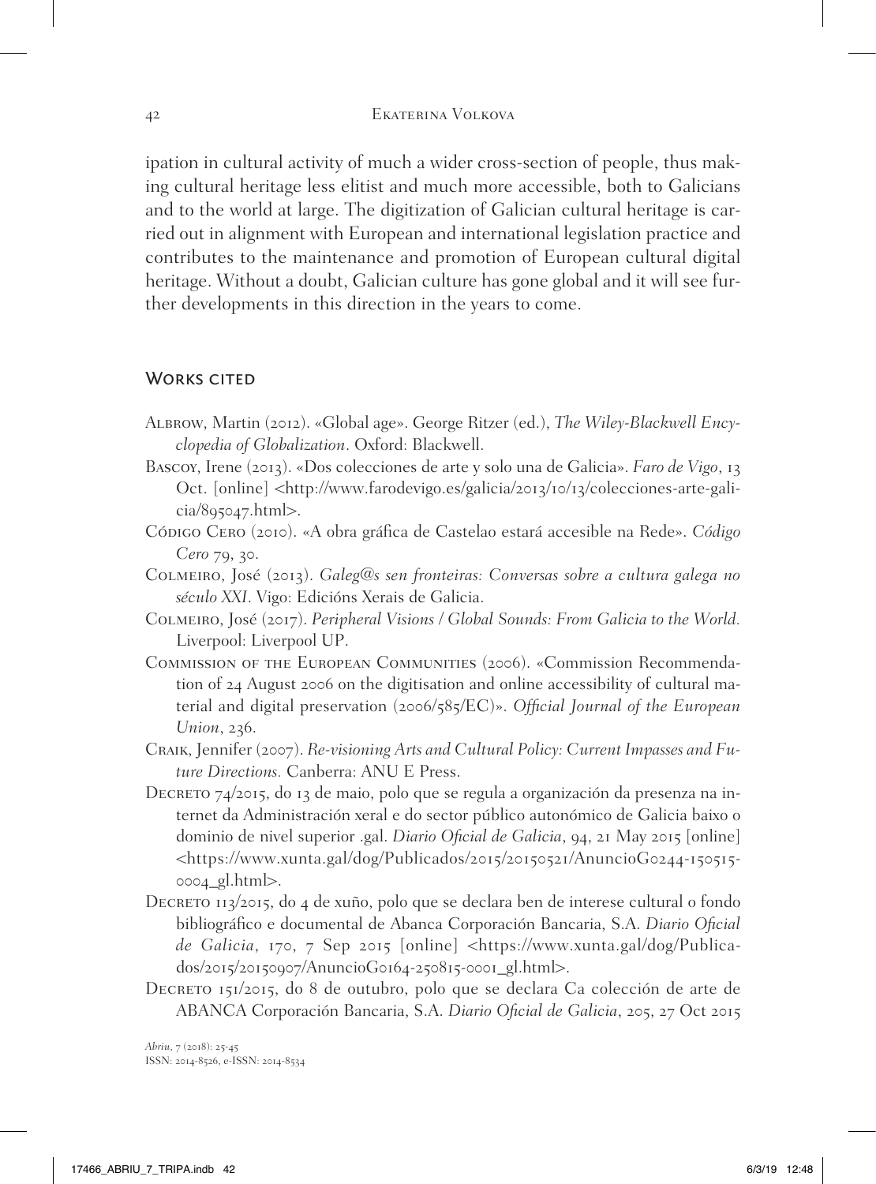ipation in cultural activity of much a wider cross-section of people, thus making cultural heritage less elitist and much more accessible, both to Galicians and to the world at large. The digitization of Galician cultural heritage is carried out in alignment with European and international legislation practice and contributes to the maintenance and promotion of European cultural digital heritage. Without a doubt, Galician culture has gone global and it will see further developments in this direction in the years to come.

## Works cited

Albrow, Martin (2012). «Global age». George Ritzer (ed.), *The Wiley-Blackwell Encyclopedia of Globalization*. Oxford: Blackwell.

Bascoy, Irene (2013). «Dos colecciones de arte y solo una de Galicia». *Faro de Vigo*, 13 Oct. [online] <http://www.farodevigo.es/galicia/2013/10/13/colecciones-arte-galicia/895047.html>.

Código Cero (2010). «A obra gráfica de Castelao estará accesible na Rede». *Código Cero* 79, 30.

Colmeiro, José (2013). *Galeg@s sen fronteiras: Conversas sobre a cultura galega no século XXI*. Vigo: Edicións Xerais de Galicia.

Colmeiro, José (2017). *Peripheral Visions / Global Sounds: From Galicia to the World.* Liverpool: Liverpool UP.

Commission of the European Communities (2006). «Commission Recommendation of 24 August 2006 on the digitisation and online accessibility of cultural material and digital preservation (2006/585/EC)». *Official Journal of the European Union*, 236.

Craik, Jennifer (2007). *Re-visioning Arts and Cultural Policy: Current Impasses and Future Directions.* Canberra: ANU E Press.

Decreto 74/2015, do 13 de maio, polo que se regula a organización da presenza na internet da Administración xeral e do sector público autonómico de Galicia baixo o dominio de nivel superior .gal. *Diario Oficial de Galicia*, 94, 21 May 2015 [online] <https://www.xunta.gal/dog/Publicados/2015/20150521/AnuncioG0244-150515-0004_gl.html>.

Decreto 113/2015, do 4 de xuño, polo que se declara ben de interese cultural o fondo bibliográfico e documental de Abanca Corporación Bancaria, S.A. *Diario Oficial de Galicia*, 170, 7 Sep 2015 [online] <https://www.xunta.gal/dog/Publicados/2015/20150907/AnuncioG0164-250815-0001_gl.html>.

Decreto 151/2015, do 8 de outubro, polo que se declara Ca colección de arte de ABANCA Corporación Bancaria, S.A. *Diario Oficial de Galicia*, 205, 27 Oct 2015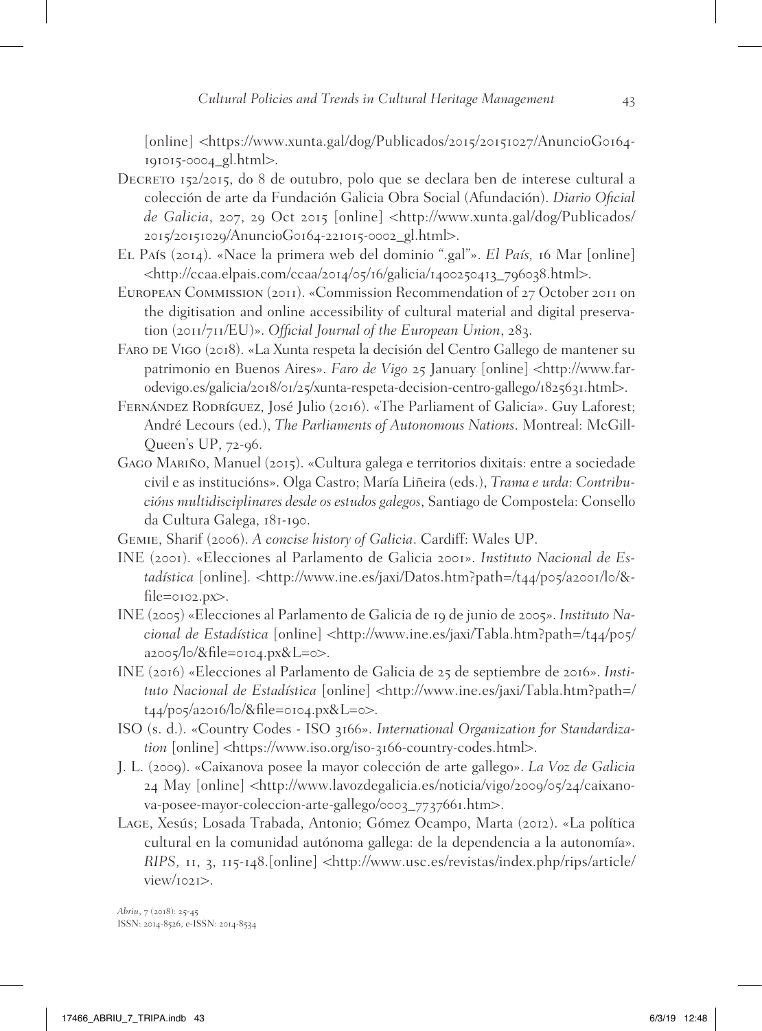[online] <https://www.xunta.gal/dog/Publicados/2015/20151027/AnuncioG0164-191015-0004_gl.html>.

Decreto 152/2015, do 8 de outubro, polo que se declara ben de interese cultural a colección de arte da Fundación Galicia Obra Social (Afundación). *Diario Oficial de Galicia*, 207, 29 Oct 2015 [online] <http://www.xunta.gal/dog/Publicados/2015/20151029/AnuncioG0164-221015-0002_gl.html>.

El País (2014). «Nace la primera web del dominio ".gal"». *El País,* 16 Mar [online] <http://ccaa.elpais.com/ccaa/2014/05/16/galicia/1400250413_796038.html>.

European Commission (2011). «Commission Recommendation of 27 October 2011 on the digitisation and online accessibility of cultural material and digital preservation (2011/711/EU)». *Official Journal of the European Union*, 283.

Faro de Vigo (2018). «La Xunta respeta la decisión del Centro Gallego de mantener su patrimonio en Buenos Aires». *Faro de Vigo* 25 January [online] <http://www.farodevigo.es/galicia/2018/01/25/xunta-respeta-decision-centro-gallego/1825631.html>.

Fernández Rodríguez, José Julio (2016). «The Parliament of Galicia». Guy Laforest; André Lecours (ed.), *The Parliaments of Autonomous Nations*. Montreal: McGill-Queen's UP, 72-96.

Gago Mariño, Manuel (2015). «Cultura galega e territorios dixitais: entre a sociedade civil e as institucións». Olga Castro; María Liñeira (eds.), *Trama e urda: Contribucións multidisciplinares desde os estudos galegos*, Santiago de Compostela: Consello da Cultura Galega, 181-190.

Gemie, Sharif (2006). *A concise history of Galicia*. Cardiff: Wales UP.

INE (2001). «Elecciones al Parlamento de Galicia 2001». *Instituto Nacional de Estadística* [online]. <http://www.ine.es/jaxi/Datos.htm?path=/t44/p05/a2001/l0/&file=0102.px>.

INE (2005) «Elecciones al Parlamento de Galicia de 19 de junio de 2005». *Instituto Nacional de Estadística* [online] <http://www.ine.es/jaxi/Tabla.htm?path=/t44/p05/a2005/l0/&file=0104.px&L=0>.

INE (2016) «Elecciones al Parlamento de Galicia de 25 de septiembre de 2016». *Instituto Nacional de Estadística* [online] <http://www.ine.es/jaxi/Tabla.htm?path=/t44/p05/a2016/l0/&file=0104.px&L=0>.

ISO (s. d.). «Country Codes - ISO 3166». *International Organization for Standardization* [online] <https://www.iso.org/iso-3166-country-codes.html>.

J. L. (2009). «Caixanova posee la mayor colección de arte gallego». *La Voz de Galicia* 24 May [online] <http://www.lavozdegalicia.es/noticia/vigo/2009/05/24/caixanova-posee-mayor-coleccion-arte-gallego/0003_7737661.htm>.

Lage, Xesús; Losada Trabada, Antonio; Gómez Ocampo, Marta (2012). «La política cultural en la comunidad autónoma gallega: de la dependencia a la autonomía». *RIPS,* 11, 3, 115-148.[online] <http://www.usc.es/revistas/index.php/rips/article/view/1021>.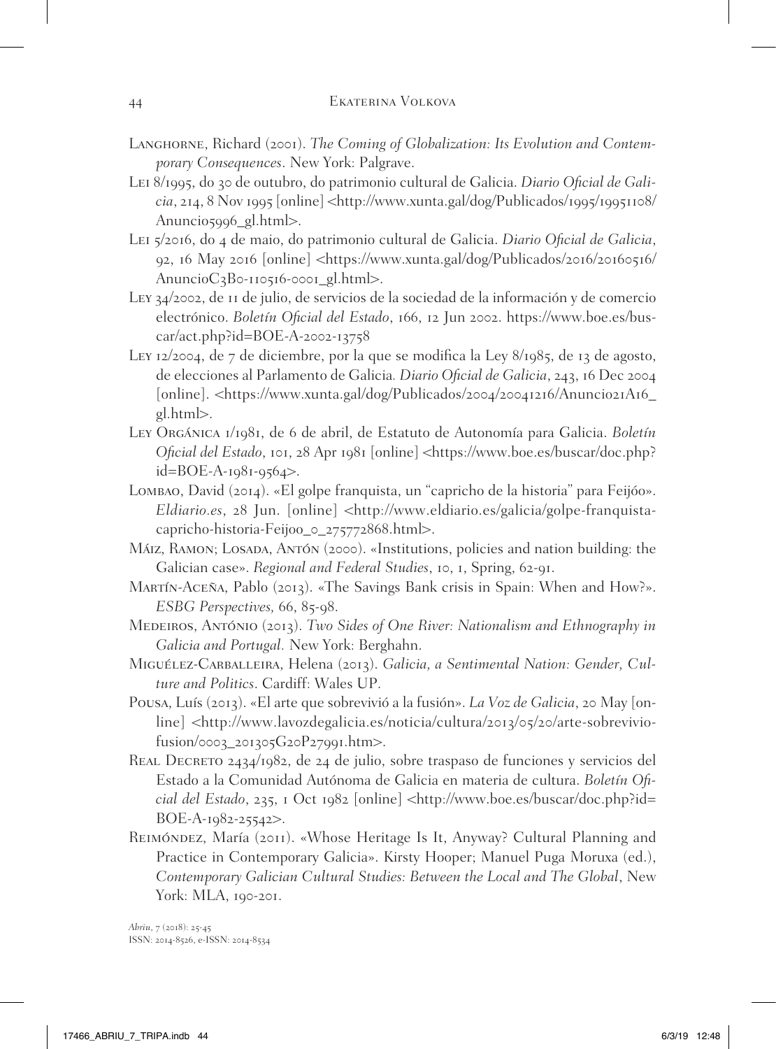Langhorne, Richard (2001). *The Coming of Globalization: Its Evolution and Contemporary Consequences*. New York: Palgrave.

Lei 8/1995, do 30 de outubro, do patrimonio cultural de Galicia. *Diario Oficial de Galicia*, 214, 8 Nov 1995 [online] <http://www.xunta.gal/dog/Publicados/1995/19951108/Anuncio5996_gl.html>.

Lei 5/2016, do 4 de maio, do patrimonio cultural de Galicia. *Diario Oficial de Galicia*, 92, 16 May 2016 [online] <https://www.xunta.gal/dog/Publicados/2016/20160516/AnuncioC3B0-110516-0001_gl.html>.

Ley 34/2002, de 11 de julio, de servicios de la sociedad de la información y de comercio electrónico. *Boletín Oficial del Estado*, 166, 12 Jun 2002. https://www.boe.es/buscar/act.php?id=BOE-A-2002-13758

Ley 12/2004, de 7 de diciembre, por la que se modifica la Ley 8/1985, de 13 de agosto, de elecciones al Parlamento de Galicia. *Diario Oficial de Galicia*, 243, 16 Dec 2004 [online]. <https://www.xunta.gal/dog/Publicados/2004/20041216/Anuncio21A16_gl.html>.

Ley Orgánica 1/1981, de 6 de abril, de Estatuto de Autonomía para Galicia. *Boletín Oficial del Estado*, 101, 28 Apr 1981 [online] <https://www.boe.es/buscar/doc.php?id=BOE-A-1981-9564>.

Lombao, David (2014). «El golpe franquista, un "capricho de la historia" para Feijóo». *Eldiario.es*, 28 Jun. [online] <http://www.eldiario.es/galicia/golpe-franquista-capricho-historia-Feijoo_0_275772868.html>.

Máiz, Ramon; Losada, Antón (2000). «Institutions, policies and nation building: the Galician case». *Regional and Federal Studies*, 10, 1, Spring, 62-91.

Martín-Aceña, Pablo (2013). «The Savings Bank crisis in Spain: When and How?». *ESBG Perspectives,* 66, 85-98.

Medeiros, António (2013). *Two Sides of One River: Nationalism and Ethnography in Galicia and Portugal.* New York: Berghahn.

Miguélez-Carballeira, Helena (2013). *Galicia, a Sentimental Nation: Gender, Culture and Politics*. Cardiff: Wales UP.

Pousa, Luís (2013). «El arte que sobrevivió a la fusión». *La Voz de Galicia*, 20 May [online] <http://www.lavozdegalicia.es/noticia/cultura/2013/05/20/arte-sobrevivio-fusion/0003_201305G20P27991.htm>.

Real Decreto 2434/1982, de 24 de julio, sobre traspaso de funciones y servicios del Estado a la Comunidad Autónoma de Galicia en materia de cultura. *Boletín Oficial del Estado*, 235, 1 Oct 1982 [online] <http://www.boe.es/buscar/doc.php?id=BOE-A-1982-25542>.

Reimóndez, María (2011). «Whose Heritage Is It, Anyway? Cultural Planning and Practice in Contemporary Galicia». Kirsty Hooper; Manuel Puga Moruxa (ed.), *Contemporary Galician Cultural Studies: Between the Local and The Global*, New York: MLA, 190-201.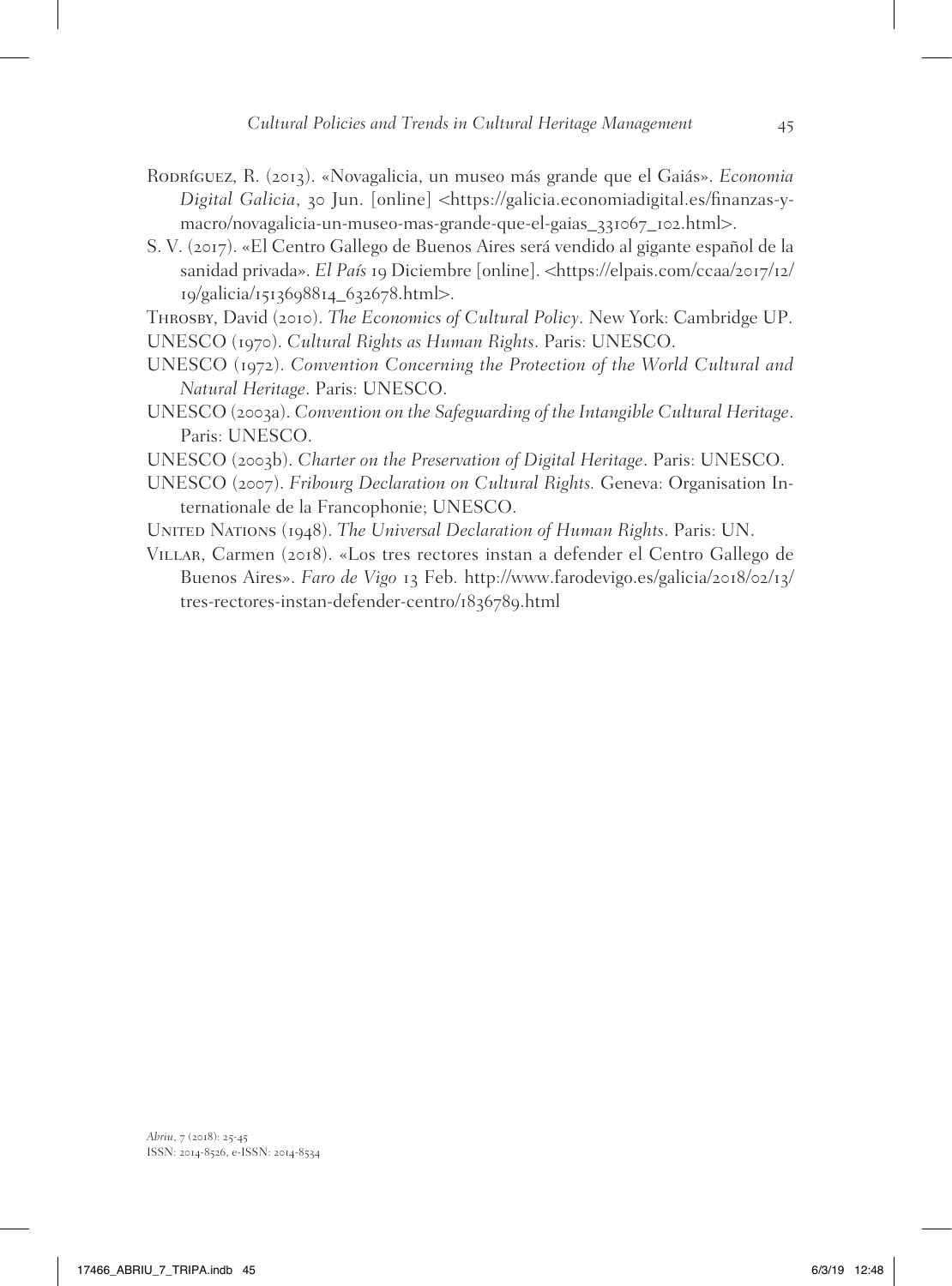Rodríguez, R. (2013). «Novagalicia, un museo más grande que el Gaiás». *Economia Digital Galicia*, 30 Jun. [online] <https://galicia.economiadigital.es/finanzas-y-macro/novagalicia-un-museo-mas-grande-que-el-gaias_331067_102.html>.

S. V. (2017). «El Centro Gallego de Buenos Aires será vendido al gigante español de la sanidad privada». *El País* 19 Diciembre [online]. <https://elpais.com/ccaa/2017/12/19/galicia/1513698814_632678.html>.

Throsby, David (2010). *The Economics of Cultural Policy*. New York: Cambridge UP.

UNESCO (1970). *Cultural Rights as Human Rights*. Paris: UNESCO.

UNESCO (1972). *Convention Concerning the Protection of the World Cultural and Natural Heritage*. Paris: UNESCO.

UNESCO (2003a). *Convention on the Safeguarding of the Intangible Cultural Heritage*. Paris: UNESCO.

UNESCO (2003b). *Charter on the Preservation of Digital Heritage*. Paris: UNESCO.

UNESCO (2007). *Fribourg Declaration on Cultural Rights.* Geneva: Organisation Internationale de la Francophonie; UNESCO.

United Nations (1948). *The Universal Declaration of Human Rights*. Paris: UN.

Villar, Carmen (2018). «Los tres rectores instan a defender el Centro Gallego de Buenos Aires». *Faro de Vigo* 13 Feb. http://www.farodevigo.es/galicia/2018/02/13/tres-rectores-instan-defender-centro/1836789.html